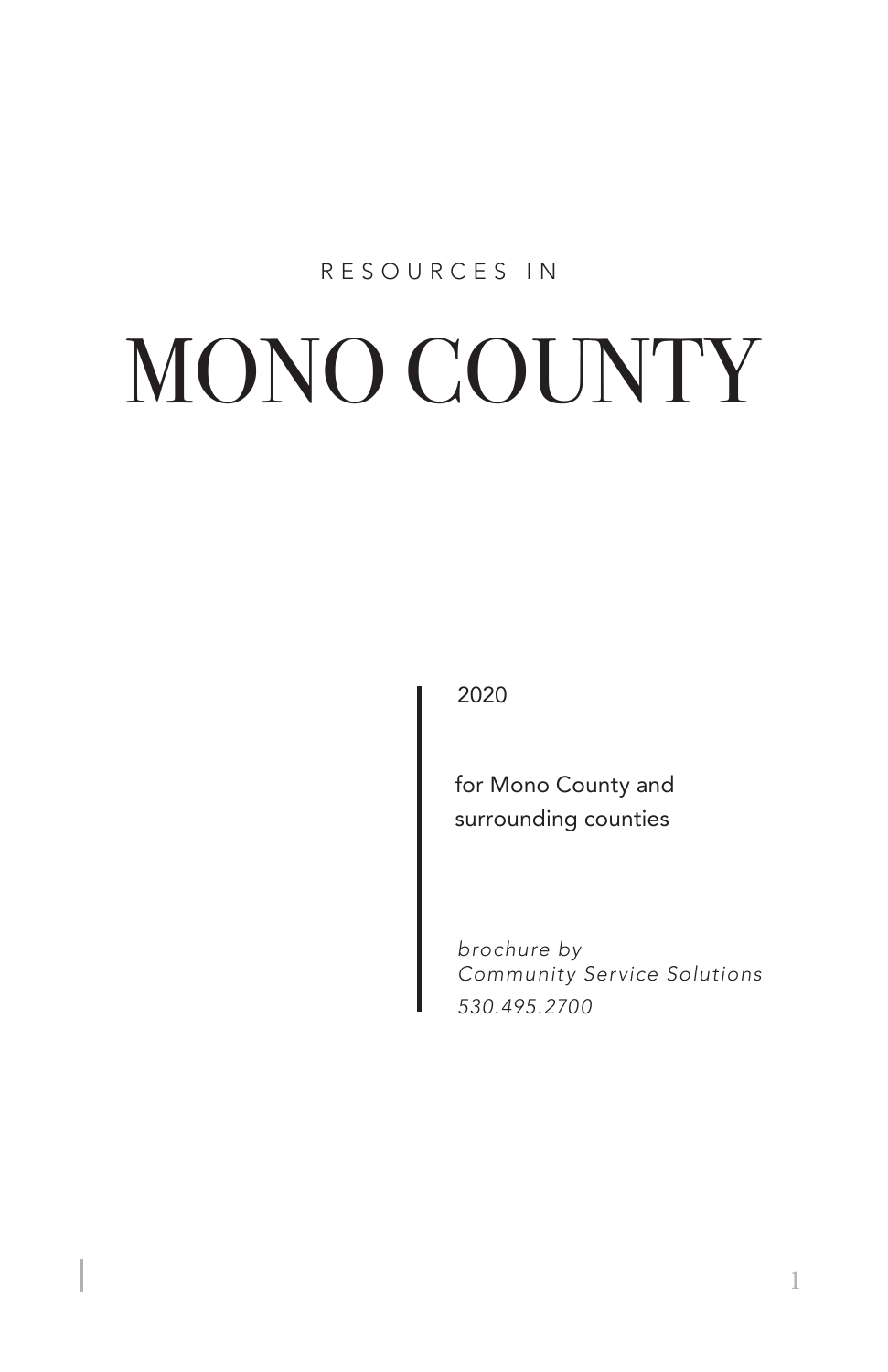RESOURCES IN

# MONO COUNTY

2020

for Mono County and surrounding counties

*brochure by*
*Community Service Solutions*
*530.495.2700*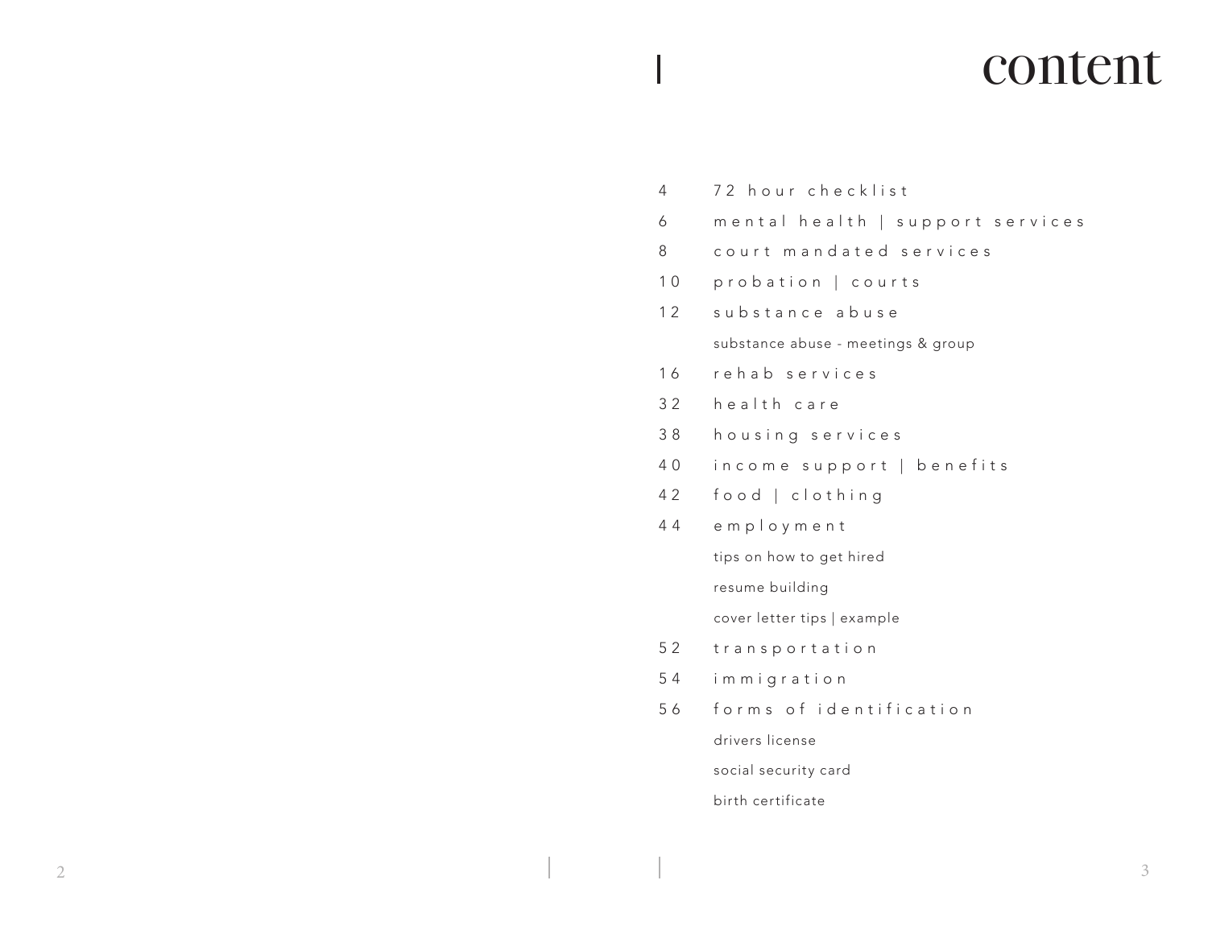# content

- 4 72 hour checklist
- 6 mental health | support services
- 8 court mandated services
- 10 probation | courts
- 12 substance abuse
  - substance abuse - meetings & group
- 16 rehab services
- 32 health care
- 38 housing services
- 40 income support | benefits
- 42 food | clothing
- 44 employment
  - tips on how to get hired
  - resume building
  - cover letter tips | example
- 52 transportation
- 54 immigration
- 56 forms of identification
  - drivers license
  - social security card
  - birth certificate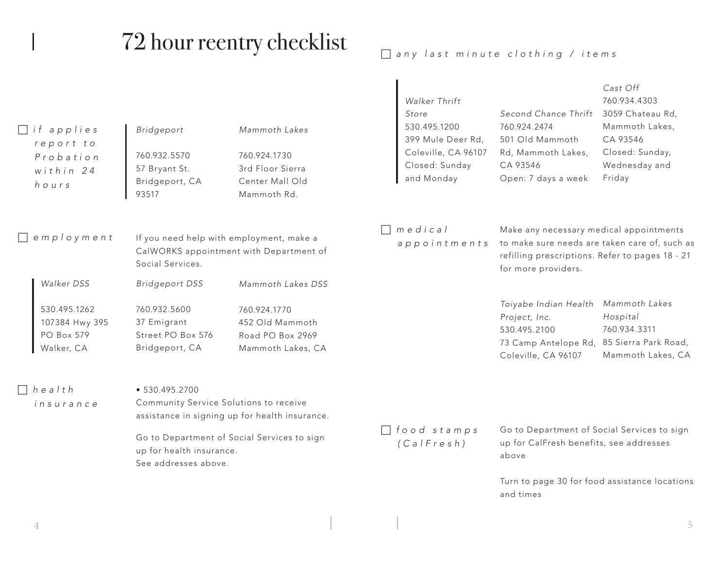# 72 hour reentry checklist

☐ *if applies report to Probation within 24 hours*

| *Bridgeport* | *Mammoth Lakes* |
|---|---|
| 760.932.5570<br>57 Bryant St.<br>Bridgeport, CA 93517 | 760.924.1730<br>3rd Floor Sierra Center Mall Old Mammoth Rd. |

☐ *employment*

If you need help with employment, make a CalWORKS appointment with Department of Social Services.

| *Walker DSS* | *Bridgeport DSS* | *Mammoth Lakes DSS* |
|---|---|---|
| 530.495.1262<br>107384 Hwy 395<br>PO Box 579<br>Walker, CA | 760.932.5600<br>37 Emigrant Street PO Box 576<br>Bridgeport, CA | 760.924.1770<br>452 Old Mammoth Road PO Box 2969<br>Mammoth Lakes, CA |

☐ *health insurance*

- 530.495.2700

Community Service Solutions to receive assistance in signing up for health insurance.

Go to Department of Social Services to sign up for health insurance.
See addresses above.

☐ *any last minute clothing / items*

| *Walker Thrift Store* | *Second Chance Thrift* | *Cast Off* |
|---|---|---|
| 530.495.1200<br>399 Mule Deer Rd, Coleville, CA 96107<br>Closed: Sunday and Monday | 760.924.2474<br>501 Old Mammoth Rd, Mammoth Lakes, CA 93546<br>Open: 7 days a week | 760.934.4303<br>3059 Chateau Rd, Mammoth Lakes, CA 93546<br>Closed: Sunday, Wednesday and Friday |

☐ *medical appointments*

Make any necessary medical appointments to make sure needs are taken care of, such as refilling prescriptions. Refer to pages 18 - 21 for more providers.

| *Toiyabe Indian Health Project, Inc.* | *Mammoth Lakes Hospital* |
|---|---|
| 530.495.2100<br>73 Camp Antelope Rd, Coleville, CA 96107 | 760.934.3311<br>85 Sierra Park Road, Mammoth Lakes, CA |

☐ *food stamps (CalFresh)*

Go to Department of Social Services to sign up for CalFresh benefits, see addresses above

Turn to page 30 for food assistance locations and times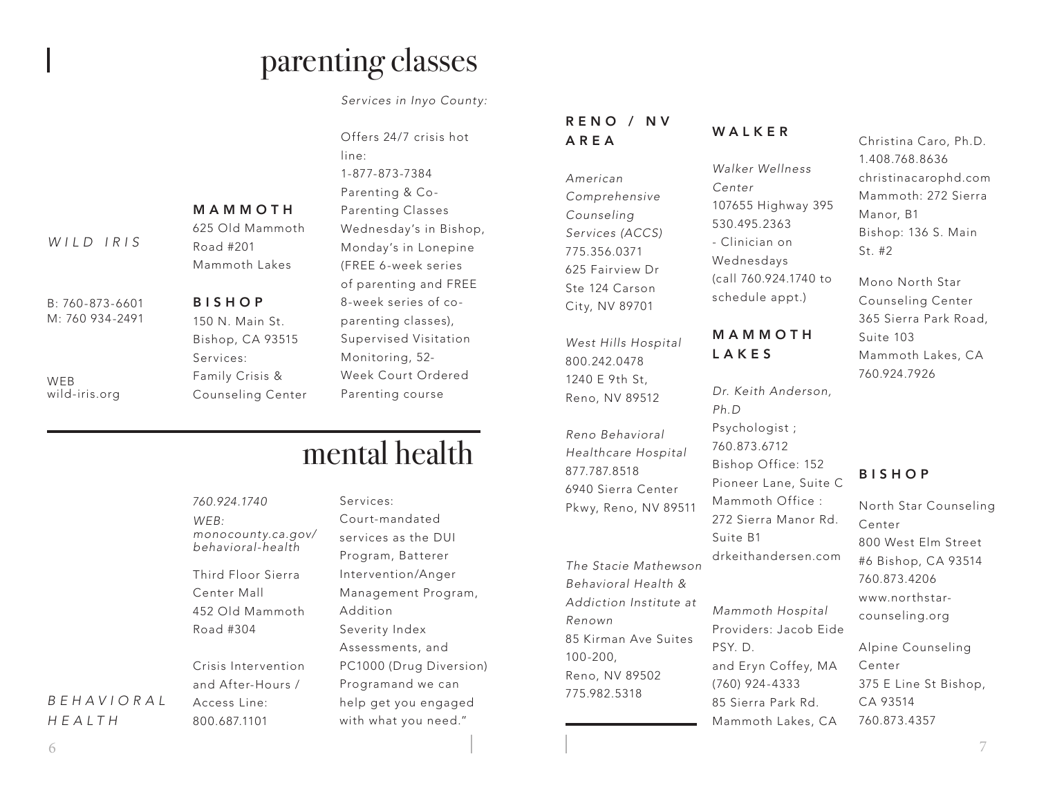# parenting classes

*WILD IRIS*

B: 760-873-6601
M: 760 934-2491

WEB
wild-iris.org

**MAMMOTH**
625 Old Mammoth Road #201
Mammoth Lakes

**BISHOP**
150 N. Main St.
Bishop, CA 93515
Services:
Family Crisis & Counseling Center

*Services in Inyo County:*

Offers 24/7 crisis hot line:
1-877-873-7384
Parenting & Co-Parenting Classes
Wednesday's in Bishop, Monday's in Lonepine (FREE 6-week series of parenting and FREE 8-week series of co-parenting classes), Supervised Visitation Monitoring, 52-Week Court Ordered Parenting course

# mental health

*BEHAVIORAL HEALTH*

*760.924.1740*
*WEB: monocounty.ca.gov/behavioral-health*

Third Floor Sierra Center Mall
452 Old Mammoth Road #304

Crisis Intervention and After-Hours / Access Line:
800.687.1101

Services:
Court-mandated services as the DUI Program, Batterer Intervention/Anger Management Program, Addition Severity Index Assessments, and PC1000 (Drug Diversion) Programand we can help get you engaged with what you need."

**RENO / NV AREA**

*American Comprehensive Counseling Services (ACCS)*
775.356.0371
625 Fairview Dr Ste 124 Carson City, NV 89701

*West Hills Hospital*
800.242.0478
1240 E 9th St,
Reno, NV 89512

*Reno Behavioral Healthcare Hospital*
877.787.8518
6940 Sierra Center Pkwy, Reno, NV 89511

*The Stacie Mathewson Behavioral Health & Addiction Institute at Renown*
85 Kirman Ave Suites 100-200,
Reno, NV 89502
775.982.5318

**WALKER**

*Walker Wellness Center*
107655 Highway 395
530.495.2363
- Clinician on Wednesdays (call 760.924.1740 to schedule appt.)

**MAMMOTH LAKES**

*Dr. Keith Anderson, Ph.D*
Psychologist ;
760.873.6712
Bishop Office: 152 Pioneer Lane, Suite C
Mammoth Office : 272 Sierra Manor Rd. Suite B1
drkeithandersen.com

*Mammoth Hospital*
Providers: Jacob Eide PSY. D.
and Eryn Coffey, MA
(760) 924-4333
85 Sierra Park Rd.
Mammoth Lakes, CA

Christina Caro, Ph.D.
1.408.768.8636
christinacarophd.com
Mammoth: 272 Sierra Manor, B1
Bishop: 136 S. Main St. #2

Mono North Star Counseling Center
365 Sierra Park Road, Suite 103
Mammoth Lakes, CA
760.924.7926

**BISHOP**

North Star Counseling Center
800 West Elm Street #6 Bishop, CA 93514
760.873.4206
www.northstar-counseling.org

Alpine Counseling Center
375 E Line St Bishop, CA 93514
760.873.4357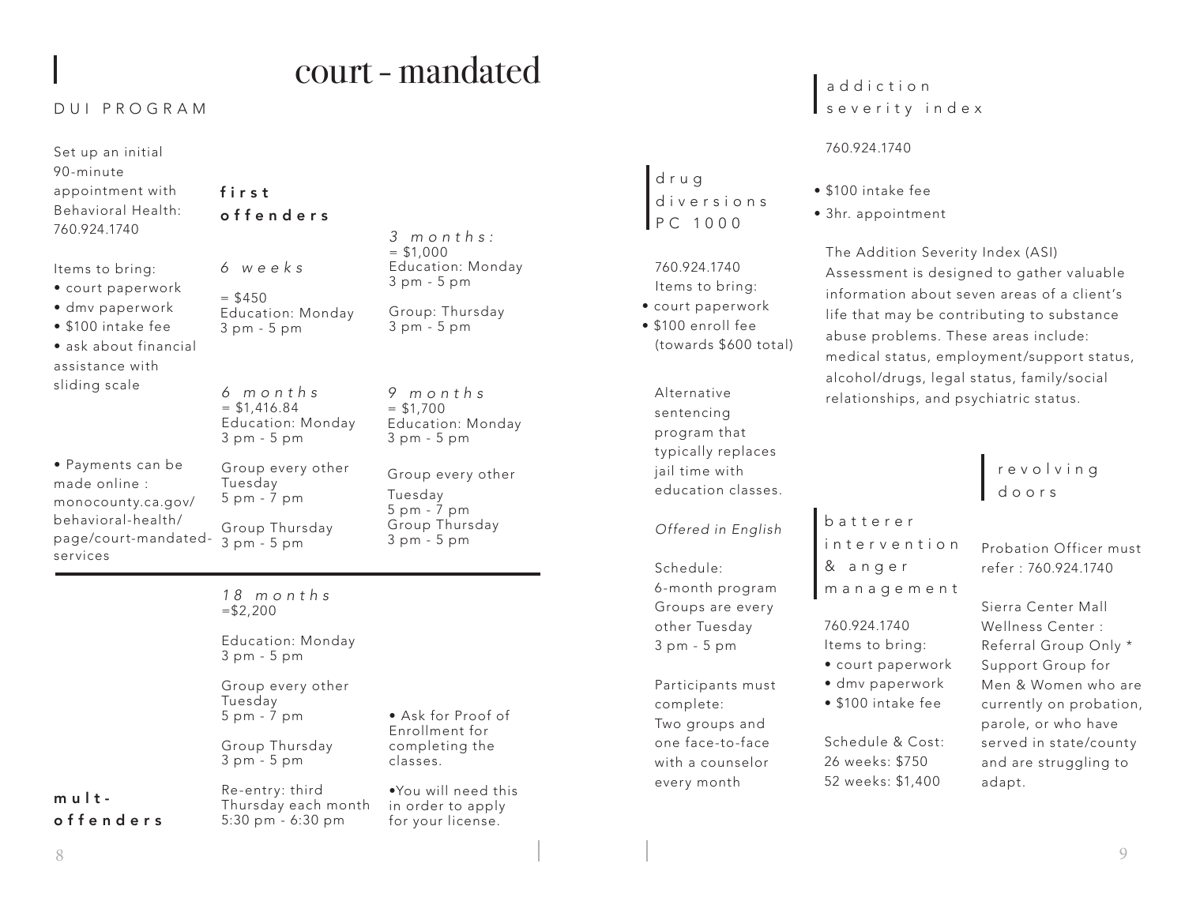# court - mandated

## DUI PROGRAM

Set up an initial 90-minute appointment with Behavioral Health: 760.924.1740

Items to bring:

- court paperwork
- dmv paperwork
- $100 intake fee
- ask about financial assistance with sliding scale

- Payments can be made online : monocounty.ca.gov/behavioral-health/page/court-mandated-services

### first offenders

*6 weeks*
= $450
Education: Monday
3 pm - 5 pm

*3 months:*
= $1,000
Education: Monday
3 pm - 5 pm

Group: Thursday
3 pm - 5 pm

*6 months*
= $1,416.84
Education: Monday
3 pm - 5 pm

Group every other Tuesday
5 pm - 7 pm

Group Thursday
3 pm - 5 pm

*9 months*
= $1,700
Education: Monday
3 pm - 5 pm

Group every other Tuesday
5 pm - 7 pm
Group Thursday
3 pm - 5 pm

### mult-offenders

*18 months*
=$2,200

Education: Monday
3 pm - 5 pm

Group every other Tuesday
5 pm - 7 pm

Group Thursday
3 pm - 5 pm

Re-entry: third Thursday each month
5:30 pm - 6:30 pm

- Ask for Proof of Enrollment for completing the classes.
- You will need this in order to apply for your license.

## drug diversions PC 1000

760.924.1740
Items to bring:

- court paperwork
- $100 enroll fee (towards $600 total)

Alternative sentencing program that typically replaces jail time with education classes.

*Offered in English*

Schedule:
6-month program
Groups are every other Tuesday
3 pm - 5 pm

Participants must complete:
Two groups and one face-to-face with a counselor every month

## addiction severity index

760.924.1740

- $100 intake fee
- 3hr. appointment

The Addition Severity Index (ASI) Assessment is designed to gather valuable information about seven areas of a client's life that may be contributing to substance abuse problems. These areas include: medical status, employment/support status, alcohol/drugs, legal status, family/social relationships, and psychiatric status.

## batterer intervention & anger management

760.924.1740
Items to bring:

- court paperwork
- dmv paperwork
- $100 intake fee

Schedule & Cost:
26 weeks: $750
52 weeks: $1,400

## revolving doors

Probation Officer must refer : 760.924.1740

Sierra Center Mall Wellness Center : Referral Group Only * Support Group for Men & Women who are currently on probation, parole, or who have served in state/county and are struggling to adapt.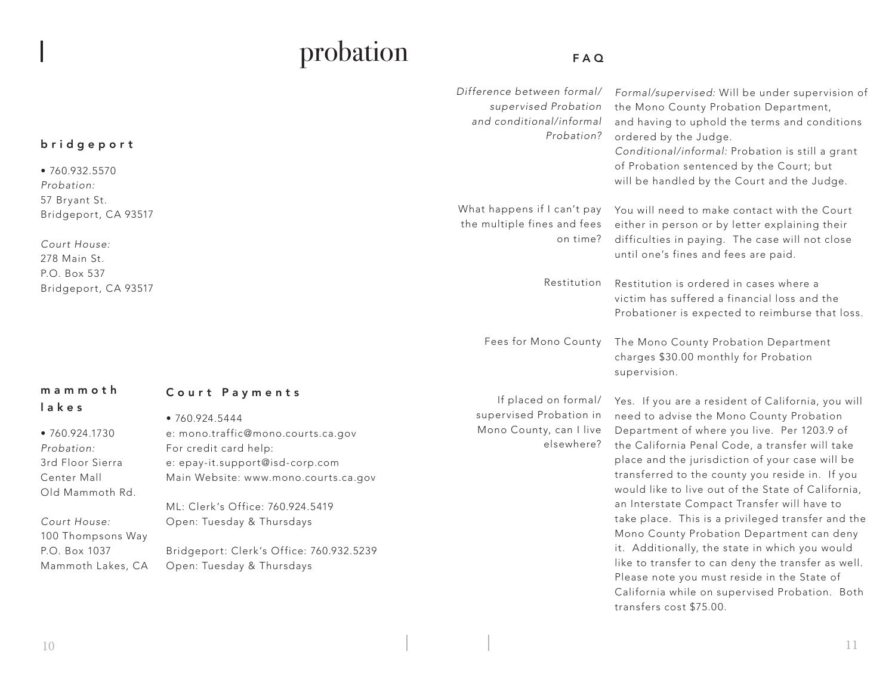# probation

## bridgeport

• 760.932.5570
*Probation:*
57 Bryant St.
Bridgeport, CA 93517

*Court House:*
278 Main St.
P.O. Box 537
Bridgeport, CA 93517

## mammoth lakes

• 760.924.1730
*Probation:*
3rd Floor Sierra
Center Mall
Old Mammoth Rd.

*Court House:*
100 Thompsons Way
P.O. Box 1037
Mammoth Lakes, CA

## Court Payments

• 760.924.5444
e: mono.traffic@mono.courts.ca.gov
For credit card help:
e: epay-it.support@isd-corp.com
Main Website: www.mono.courts.ca.gov

ML: Clerk's Office: 760.924.5419
Open: Tuesday & Thursdays

Bridgeport: Clerk's Office: 760.932.5239
Open: Tuesday & Thursdays

## FAQ

*Difference between formal/supervised Probation and conditional/informal Probation?*

*Formal/supervised:* Will be under supervision of the Mono County Probation Department, and having to uphold the terms and conditions ordered by the Judge.
*Conditional/informal:* Probation is still a grant of Probation sentenced by the Court; but will be handled by the Court and the Judge.

What happens if I can't pay the multiple fines and fees on time?

You will need to make contact with the Court either in person or by letter explaining their difficulties in paying. The case will not close until one's fines and fees are paid.

Restitution

Restitution is ordered in cases where a victim has suffered a financial loss and the Probationer is expected to reimburse that loss.

Fees for Mono County

The Mono County Probation Department charges $30.00 monthly for Probation supervision.

If placed on formal/supervised Probation in Mono County, can I live elsewhere?

Yes. If you are a resident of California, you will need to advise the Mono County Probation Department of where you live. Per 1203.9 of the California Penal Code, a transfer will take place and the jurisdiction of your case will be transferred to the county you reside in. If you would like to live out of the State of California, an Interstate Compact Transfer will have to take place. This is a privileged transfer and the Mono County Probation Department can deny it. Additionally, the state in which you would like to transfer to can deny the transfer as well. Please note you must reside in the State of California while on supervised Probation. Both transfers cost $75.00.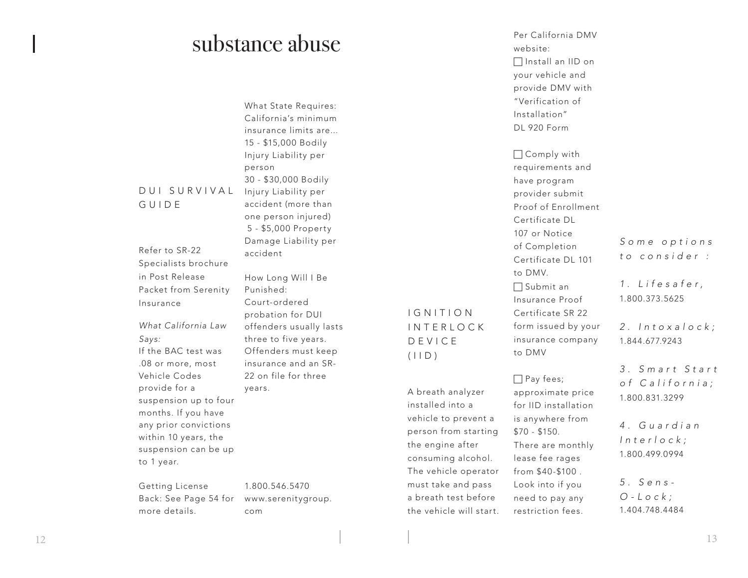# substance abuse

## DUI SURVIVAL GUIDE

Refer to SR-22 Specialists brochure in Post Release Packet from Serenity Insurance

*What California Law Says:*
If the BAC test was .08 or more, most Vehicle Codes provide for a suspension up to four months. If you have any prior convictions within 10 years, the suspension can be up to 1 year.

Getting License Back: See Page 54 for more details.

What State Requires:
California's minimum insurance limits are...
15 - $15,000 Bodily Injury Liability per person
30 - $30,000 Bodily Injury Liability per accident (more than one person injured)
5 - $5,000 Property Damage Liability per accident

How Long Will I Be Punished:
Court-ordered probation for DUI offenders usually lasts three to five years. Offenders must keep insurance and an SR-22 on file for three years.

1.800.546.5470
www.serenitygroup.com

## IGNITION INTERLOCK DEVICE (IID)

A breath analyzer installed into a vehicle to prevent a person from starting the engine after consuming alcohol. The vehicle operator must take and pass a breath test before the vehicle will start.

Per California DMV website:

- ☐ Install an IID on your vehicle and provide DMV with "Verification of Installation" DL 920 Form
- ☐ Comply with requirements and have program provider submit Proof of Enrollment Certificate DL 107 or Notice of Completion Certificate DL 101 to DMV.
- ☐ Submit an Insurance Proof Certificate SR 22 form issued by your insurance company to DMV
- ☐ Pay fees; approximate price for IID installation is anywhere from $70 - $150. There are monthly lease fee rages from $40-$100 . Look into if you need to pay any restriction fees.

*Some options to consider :*

1. *Lifesafer,* 1.800.373.5625
2. *Intoxalock;* 1.844.677.9243
3. *Smart Start of California;* 1.800.831.3299
4. *Guardian Interlock;* 1.800.499.0994
5. *Sens-O-Lock;* 1.404.748.4484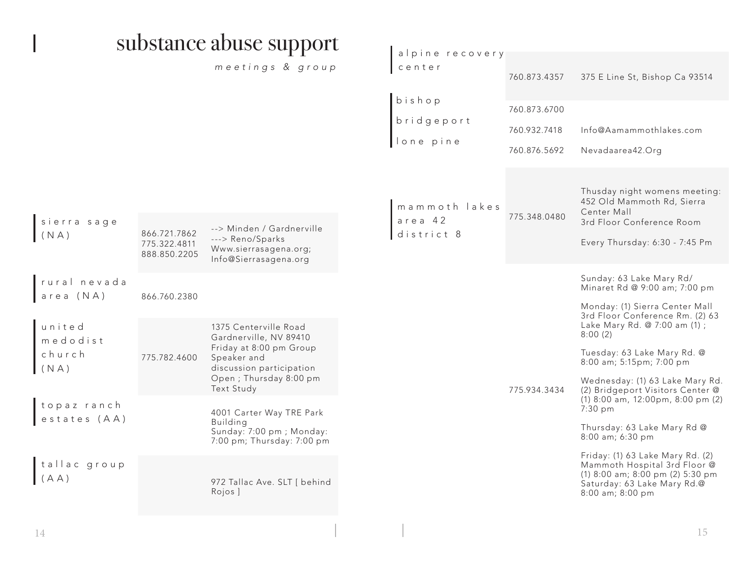# substance abuse support

*meetings & group*

| Group | Phone | Details |
|---|---|---|
| sierra sage (NA) | 866.721.7862<br>775.322.4811<br>888.850.2205 | --> Minden / Gardnerville<br>---> Reno/Sparks<br>Www.sierrasagena.org; Info@Sierrasagena.org |
| rural nevada area (NA) | 866.760.2380 | |
| united medodist church (NA) | 775.782.4600 | 1375 Centerville Road Gardnerville, NV 89410<br>Friday at 8:00 pm Group Speaker and discussion participation Open ; Thursday 8:00 pm Text Study |
| topaz ranch estates (AA) | | 4001 Carter Way TRE Park Building<br>Sunday: 7:00 pm ; Monday: 7:00 pm; Thursday: 7:00 pm |
| tallac group (AA) | | 972 Tallac Ave. SLT [ behind Rojos ] |

| Group | Phone | Details |
|---|---|---|
| alpine recovery center | 760.873.4357 | 375 E Line St, Bishop Ca 93514 |
| bishop | 760.873.6700 | |
| bridgeport | 760.932.7418 | Info@Aamammothlakes.com |
| lone pine | 760.876.5692 | Nevadaarea42.Org |
| mammoth lakes area 42 district 8 | 775.348.0480 | Thusday night womens meeting: 452 Old Mammoth Rd, Sierra Center Mall<br>3rd Floor Conference Room<br><br>Every Thursday: 6:30 - 7:45 Pm |
| | 775.934.3434 | Sunday: 63 Lake Mary Rd/ Minaret Rd @ 9:00 am; 7:00 pm<br><br>Monday: (1) Sierra Center Mall 3rd Floor Conference Rm. (2) 63 Lake Mary Rd. @ 7:00 am (1) ; 8:00 (2)<br><br>Tuesday: 63 Lake Mary Rd. @ 8:00 am; 5:15pm; 7:00 pm<br><br>Wednesday: (1) 63 Lake Mary Rd. (2) Bridgeport Visitors Center @ (1) 8:00 am, 12:00pm, 8:00 pm (2) 7:30 pm<br><br>Thursday: 63 Lake Mary Rd @ 8:00 am; 6:30 pm<br><br>Friday: (1) 63 Lake Mary Rd. (2) Mammoth Hospital 3rd Floor @ (1) 8:00 am; 8:00 pm (2) 5:30 pm<br>Saturday: 63 Lake Mary Rd.@ 8:00 am; 8:00 pm |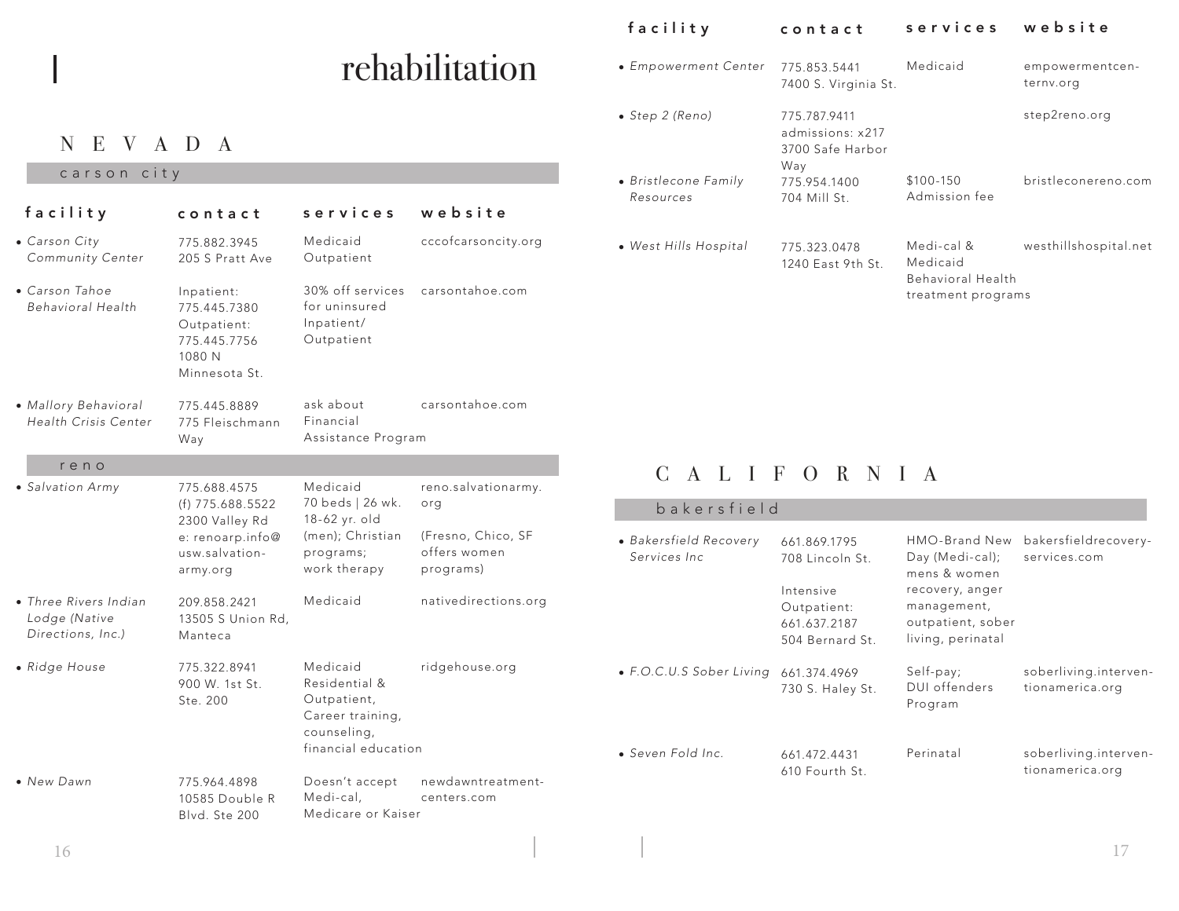# rehabilitation

## NEVADA

### carson city

| facility | contact | services | website |
| --- | --- | --- | --- |
| *Carson City Community Center* | 775.882.3945<br>205 S Pratt Ave | Medicaid<br>Outpatient | cccofcarsoncity.org |
| *Carson Tahoe Behavioral Health* | Inpatient: 775.445.7380<br>Outpatient: 775.445.7756<br>1080 N Minnesota St. | 30% off services for uninsured<br>Inpatient/Outpatient | carsontahoe.com |
| *Mallory Behavioral Health Crisis Center* | 775.445.8889<br>775 Fleischmann Way | ask about Financial Assistance Program | carsontahoe.com |

### reno

| facility | contact | services | website |
| --- | --- | --- | --- |
| *Salvation Army* | 775.688.4575<br>(f) 775.688.5522<br>2300 Valley Rd<br>e: renoarp.info@usw.salvationarmy.org | Medicaid<br>70 beds \| 26 wk.<br>18-62 yr. old (men); Christian programs; work therapy | reno.salvationarmy.org<br>(Fresno, Chico, SF offers women programs) |
| *Three Rivers Indian Lodge (Native Directions, Inc.)* | 209.858.2421<br>13505 S Union Rd, Manteca | Medicaid | nativedirections.org |
| *Ridge House* | 775.322.8941<br>900 W. 1st St. Ste. 200 | Medicaid<br>Residential & Outpatient,<br>Career training, counseling, financial education | ridgehouse.org |
| *New Dawn* | 775.964.4898<br>10585 Double R Blvd. Ste 200 | Doesn't accept Medi-cal, Medicare or Kaiser | newdawntreatmentcenters.com |
| *Empowerment Center* | 775.853.5441<br>7400 S. Virginia St. | Medicaid | empowermentcenternv.org |
| *Step 2 (Reno)* | 775.787.9411<br>admissions: x217<br>3700 Safe Harbor Way | | step2reno.org |
| *Bristlecone Family Resources* | 775.954.1400<br>704 Mill St. | $100-150 Admission fee | bristleconereno.com |
| *West Hills Hospital* | 775.323.0478<br>1240 East 9th St. | Medi-cal & Medicaid<br>Behavioral Health treatment programs | westhillshospital.net |

## CALIFORNIA

### bakersfield

| facility | contact | services | website |
| --- | --- | --- | --- |
| *Bakersfield Recovery Services Inc* | 661.869.1795<br>708 Lincoln St.<br>Intensive Outpatient: 661.637.2187<br>504 Bernard St. | HMO-Brand New Day (Medi-cal); mens & women recovery, anger management, outpatient, sober living, perinatal | bakersfieldrecoveryservices.com |
| *F.O.C.U.S Sober Living* | 661.374.4969<br>730 S. Haley St. | Self-pay; DUI offenders Program | soberliving.interventionamerica.org |
| *Seven Fold Inc.* | 661.472.4431<br>610 Fourth St. | Perinatal | soberliving.interventionamerica.org |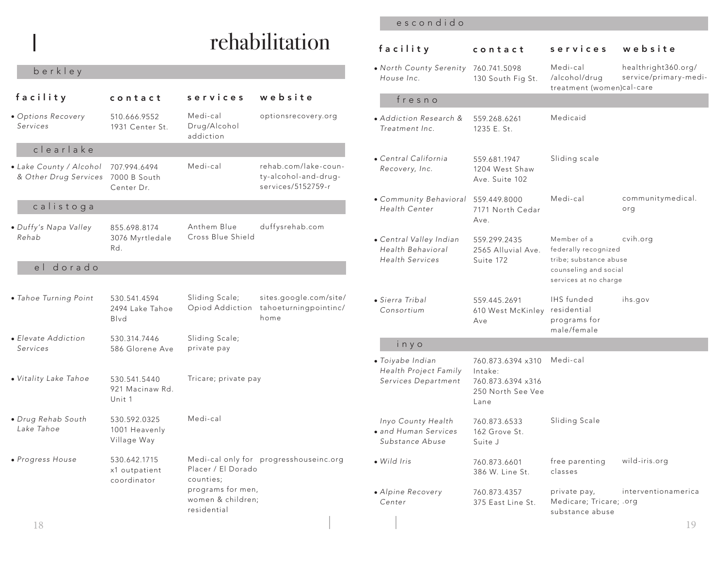# rehabilitation

## berkley

| facility | contact | services | website |
|---|---|---|---|
| • *Options Recovery Services* | 510.666.9552<br>1931 Center St. | Medi-cal Drug/Alcohol addiction | optionsrecovery.org |

## clearlake

| facility | contact | services | website |
|---|---|---|---|
| • *Lake County / Alcohol & Other Drug Services* | 707.994.6494<br>7000 B South Center Dr. | Medi-cal | rehab.com/lake-county-alcohol-and-drug-services/5152759-r |

## calistoga

| facility | contact | services | website |
|---|---|---|---|
| • *Duffy's Napa Valley Rehab* | 855.698.8174<br>3076 Myrtledale Rd. | Anthem Blue Cross Blue Shield | duffysrehab.com |

## el dorado

| facility | contact | services | website |
|---|---|---|---|
| • *Tahoe Turning Point* | 530.541.4594<br>2494 Lake Tahoe Blvd | Sliding Scale; Opiod Addiction | sites.google.com/site/tahoeturningpointinc/home |
| • *Elevate Addiction Services* | 530.314.7446<br>586 Glorene Ave | Sliding Scale; private pay | |
| • *Vitality Lake Tahoe* | 530.541.5440<br>921 Macinaw Rd. Unit 1 | Tricare; private pay | |
| • *Drug Rehab South Lake Tahoe* | 530.592.0325<br>1001 Heavenly Village Way | Medi-cal | |
| • *Progress House* | 530.642.1715<br>x1 outpatient coordinator | Medi-cal only for Placer / El Dorado counties; programs for men, women & children; residential | progresshouseinc.org |

## escondido

| facility | contact | services | website |
|---|---|---|---|
| • *North County Serenity House Inc.* | 760.741.5098<br>130 South Fig St. | Medi-cal /alcohol/drug treatment (women) | healthright360.org/service/primary-medi-cal-care |

## fresno

| facility | contact | services | website |
|---|---|---|---|
| • *Addiction Research & Treatment Inc.* | 559.268.6261<br>1235 E. St. | Medicaid | |
| • *Central California Recovery, Inc.* | 559.681.1947<br>1204 West Shaw Ave. Suite 102 | Sliding scale | |
| • *Community Behavioral Health Center* | 559.449.8000<br>7171 North Cedar Ave. | Medi-cal | communitymedical.org |
| • *Central Valley Indian Health Behavioral Health Services* | 559.299.2435<br>2565 Alluvial Ave. Suite 172 | Member of a federally recognized tribe; substance abuse counseling and social services at no charge | cvih.org |
| • *Sierra Tribal Consortium* | 559.445.2691<br>610 West McKinley Ave | IHS funded residential programs for male/female | ihs.gov |

## inyo

| facility | contact | services | website |
|---|---|---|---|
| • *Toiyabe Indian Health Project Family Services Department* | 760.873.6394 x310<br>Intake: 760.873.6394 x316<br>250 North See Vee Lane | Medi-cal | |
| • *Inyo County Health and Human Services Substance Abuse* | 760.873.6533<br>162 Grove St. Suite J | Sliding Scale | |
| • *Wild Iris* | 760.873.6601<br>386 W. Line St. | free parenting classes | wild-iris.org |
| • *Alpine Recovery Center* | 760.873.4357<br>375 East Line St. | private pay, Medicare; Tricare; substance abuse | interventionamerica.org |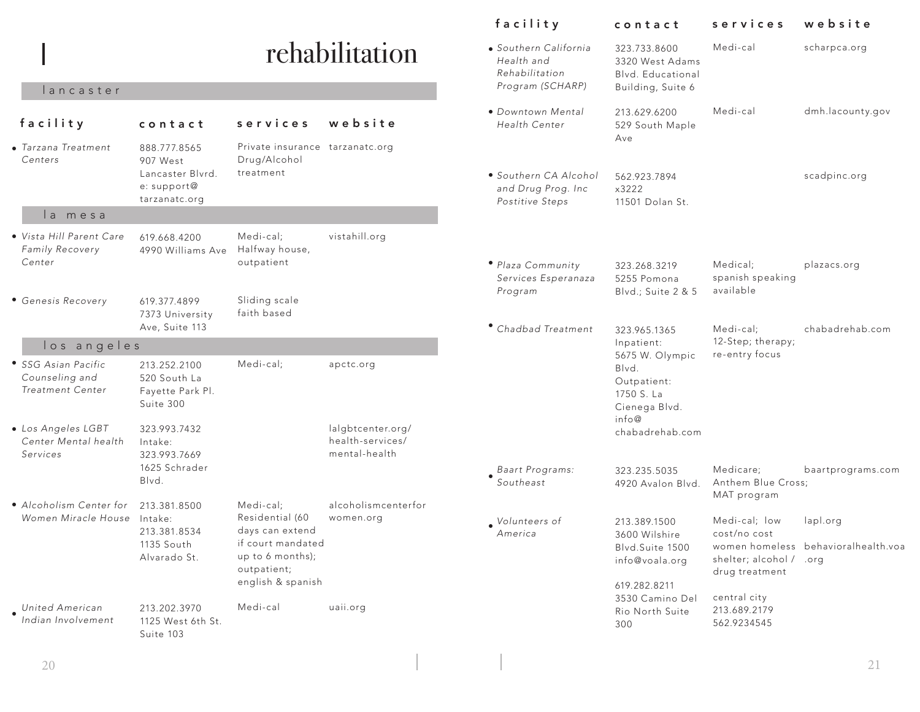# rehabilitation

## lancaster

| facility | contact | services | website |
|---|---|---|---|
| *Tarzana Treatment Centers* | 888.777.8565<br>907 West Lancaster Blvrd.<br>e: support@tarzanatc.org | Private insurance<br>Drug/Alcohol treatment | tarzanatc.org |

## la mesa

| facility | contact | services | website |
|---|---|---|---|
| *Vista Hill Parent Care Family Recovery Center* | 619.668.4200<br>4990 Williams Ave | Medi-cal;<br>Halfway house, outpatient | vistahill.org |
| *Genesis Recovery* | 619.377.4899<br>7373 University Ave, Suite 113 | Sliding scale<br>faith based | |

## los angeles

| facility | contact | services | website |
|---|---|---|---|
| *SSG Asian Pacific Counseling and Treatment Center* | 213.252.2100<br>520 South La Fayette Park Pl. Suite 300 | Medi-cal; | apctc.org |
| *Los Angeles LGBT Center Mental health Services* | 323.993.7432<br>Intake:<br>323.993.7669<br>1625 Schrader Blvd. | | lalgbtcenter.org/health-services/mental-health |
| *Alcoholism Center for Women Miracle House* | 213.381.8500<br>Intake:<br>213.381.8534<br>1135 South Alvarado St. | Medi-cal;<br>Residential (60 days can extend if court mandated up to 6 months); outpatient; english & spanish | alcoholismcenterforwomen.org |
| *United American Indian Involvement* | 213.202.3970<br>1125 West 6th St. Suite 103 | Medi-cal | uaii.org |
| *Southern California Health and Rehabilitation Program (SCHARP)* | 323.733.8600<br>3320 West Adams Blvd. Educational Building, Suite 6 | Medi-cal | scharpca.org |
| *Downtown Mental Health Center* | 213.629.6200<br>529 South Maple Ave | Medi-cal | dmh.lacounty.gov |
| *Southern CA Alcohol and Drug Prog. Inc Postitive Steps* | 562.923.7894<br>x3222<br>11501 Dolan St. | | scadpinc.org |
| *Plaza Community Services Esperanaza Program* | 323.268.3219<br>5255 Pomona Blvd.; Suite 2 & 5 | Medical;<br>spanish speaking available | plazacs.org |
| *Chadbad Treatment* | 323.965.1365<br>Inpatient:<br>5675 W. Olympic Blvd.<br>Outpatient:<br>1750 S. La Cienega Blvd.<br>info@chabadrehab.com | Medi-cal;<br>12-Step; therapy; re-entry focus | chabadrehab.com |
| *Baart Programs: Southeast* | 323.235.5035<br>4920 Avalon Blvd. | Medicare;<br>Anthem Blue Cross;<br>MAT program | baartprograms.com |
| *Volunteers of America* | 213.389.1500<br>3600 Wilshire Blvd.Suite 1500<br>info@voala.org<br><br>619.282.8211<br>3530 Camino Del Rio North Suite 300 | Medi-cal; low cost/no cost women homeless shelter; alcohol / drug treatment<br><br>central city<br>213.689.2179<br>562.9234545 | lapl.org<br><br>behavioralhealth.voa.org |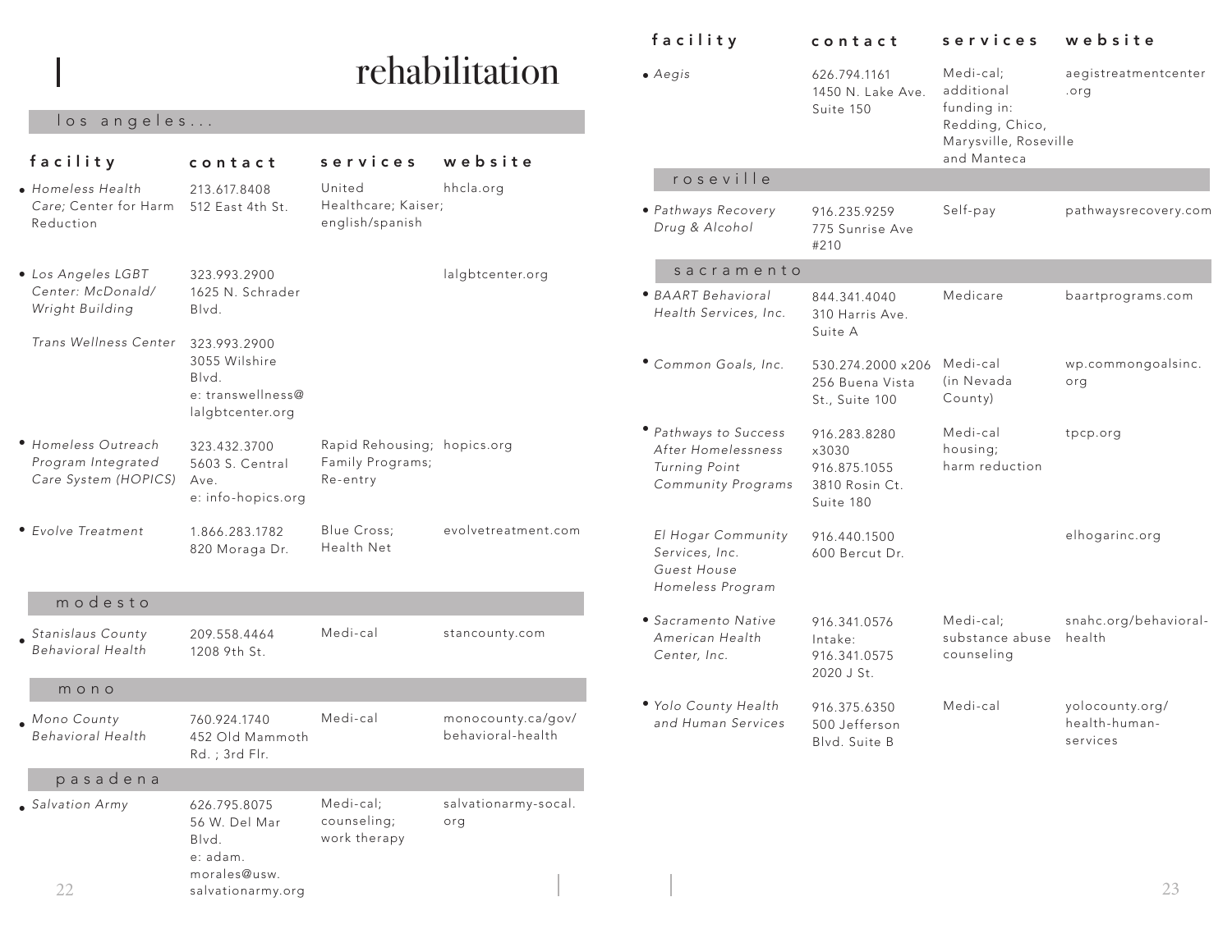# rehabilitation

## los angeles...

| facility | contact | services | website |
|---|---|---|---|
| *Homeless Health Care;* Center for Harm Reduction | 213.617.8408 512 East 4th St. | United Healthcare; Kaiser; english/spanish | hhcla.org |
| *Los Angeles LGBT Center: McDonald/ Wright Building* | 323.993.2900 1625 N. Schrader Blvd. | | lalgbtcenter.org |
| *Trans Wellness Center* | 323.993.2900 3055 Wilshire Blvd. e: transwellness@lalgbtcenter.org | | |
| *Homeless Outreach Program Integrated Care System (HOPICS)* | 323.432.3700 5603 S. Central Ave. e: info-hopics.org | Rapid Rehousing; Family Programs; Re-entry | hopics.org |
| *Evolve Treatment* | 1.866.283.1782 820 Moraga Dr. | Blue Cross; Health Net | evolvetreatment.com |

## modesto

| facility | contact | services | website |
|---|---|---|---|
| *Stanislaus County Behavioral Health* | 209.558.4464 1208 9th St. | Medi-cal | stancounty.com |

## mono

| facility | contact | services | website |
|---|---|---|---|
| *Mono County Behavioral Health* | 760.924.1740 452 Old Mammoth Rd. ; 3rd Flr. | Medi-cal | monocounty.ca/gov/behavioral-health |

## pasadena

| facility | contact | services | website |
|---|---|---|---|
| *Salvation Army* | 626.795.8075 56 W. Del Mar Blvd. e: adam.morales@usw.salvationarmy.org | Medi-cal; counseling; work therapy | salvationarmy-socal.org |
| *Aegis* | 626.794.1161 1450 N. Lake Ave. Suite 150 | Medi-cal; additional funding in: Redding, Chico, Marysville, Roseville and Manteca | aegistreatmentcenter.org |

## roseville

| facility | contact | services | website |
|---|---|---|---|
| *Pathways Recovery Drug & Alcohol* | 916.235.9259 775 Sunrise Ave #210 | Self-pay | pathwaysrecovery.com |

## sacramento

| facility | contact | services | website |
|---|---|---|---|
| *BAART Behavioral Health Services, Inc.* | 844.341.4040 310 Harris Ave. Suite A | Medicare | baartprograms.com |
| *Common Goals, Inc.* | 530.274.2000 x206 256 Buena Vista St., Suite 100 | Medi-cal (in Nevada County) | wp.commongoalsinc.org |
| *Pathways to Success After Homelessness Turning Point Community Programs* | 916.283.8280 x3030 916.875.1055 3810 Rosin Ct. Suite 180 | Medi-cal housing; harm reduction | tpcp.org |
| *El Hogar Community Services, Inc. Guest House Homeless Program* | 916.440.1500 600 Bercut Dr. | | elhogarinc.org |
| *Sacramento Native American Health Center, Inc.* | 916.341.0576 Intake: 916.341.0575 2020 J St. | Medi-cal; substance abuse counseling | snahc.org/behavioral-health |
| *Yolo County Health and Human Services* | 916.375.6350 500 Jefferson Blvd. Suite B | Medi-cal | yolocounty.org/health-human-services |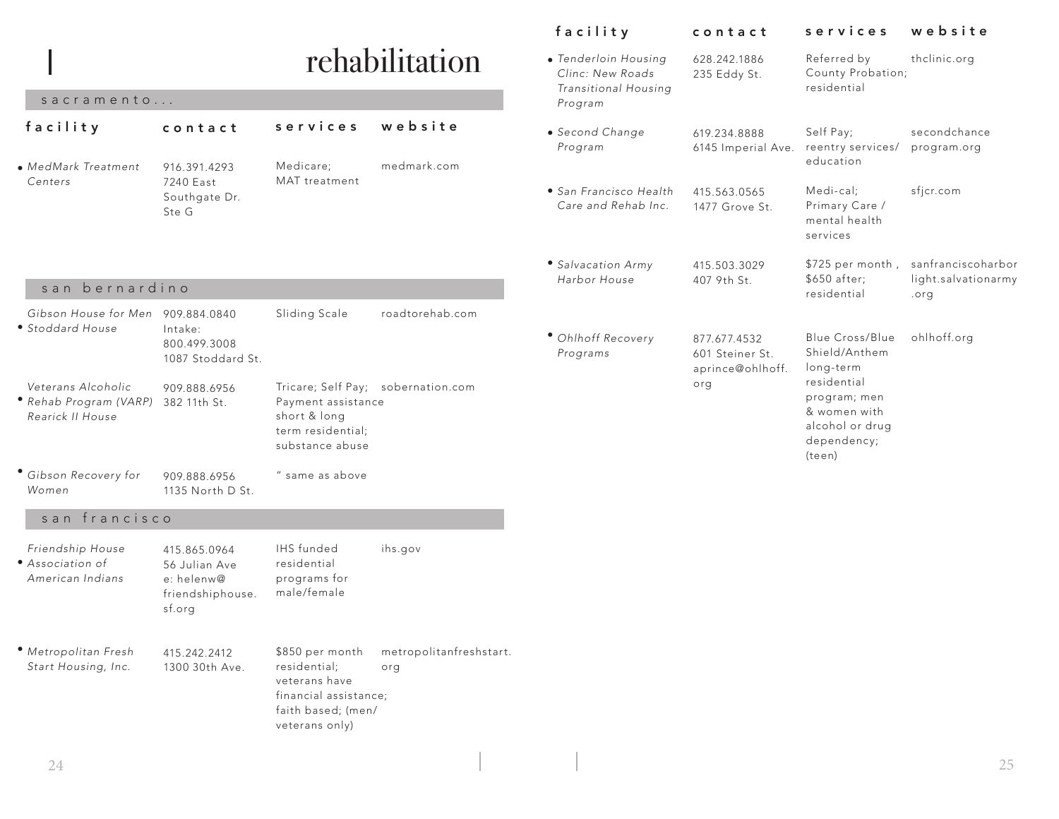# rehabilitation

## sacramento...

| facility | contact | services | website |
|---|---|---|---|
| *MedMark Treatment Centers* | 916.391.4293 7240 East Southgate Dr. Ste G | Medicare; MAT treatment | medmark.com |

## san bernardino

| facility | contact | services | website |
|---|---|---|---|
| *Gibson House for Men Stoddard House* | 909.884.0840 Intake: 800.499.3008 1087 Stoddard St. | Sliding Scale | roadtorehab.com |
| *Veterans Alcoholic Rehab Program (VARP) Rearick II House* | 909.888.6956 382 11th St. | Tricare; Self Pay; Payment assistance short & long term residential; substance abuse | sobernation.com |
| *Gibson Recovery for Women* | 909.888.6956 1135 North D St. | " same as above | |

## san francisco

| facility | contact | services | website |
|---|---|---|---|
| *Friendship House Association of American Indians* | 415.865.0964 56 Julian Ave e: helenw@friendshiphouse.sf.org | IHS funded residential programs for male/female | ihs.gov |
| *Metropolitan Fresh Start Housing, Inc.* | 415.242.2412 1300 30th Ave. | $850 per month residential; veterans have financial assistance; faith based; (men/veterans only) | metropolitanfreshstart.org |
| *Tenderloin Housing Clinc: New Roads Transitional Housing Program* | 628.242.1886 235 Eddy St. | Referred by County Probation; residential | thclinic.org |
| *Second Change Program* | 619.234.8888 6145 Imperial Ave. | Self Pay; reentry services/education | secondchanceprogram.org |
| *San Francisco Health Care and Rehab Inc.* | 415.563.0565 1477 Grove St. | Medi-cal; Primary Care / mental health services | sfjcr.com |
| *Salvacation Army Harbor House* | 415.503.3029 407 9th St. | $725 per month, $650 after; residential | sanfranciscoharborlight.salvationarmy.org |
| *Ohlhoff Recovery Programs* | 877.677.4532 601 Steiner St. aprince@ohlhoff.org | Blue Cross/Blue Shield/Anthem long-term residential program; men & women with alcohol or drug dependency; (teen) | ohlhoff.org |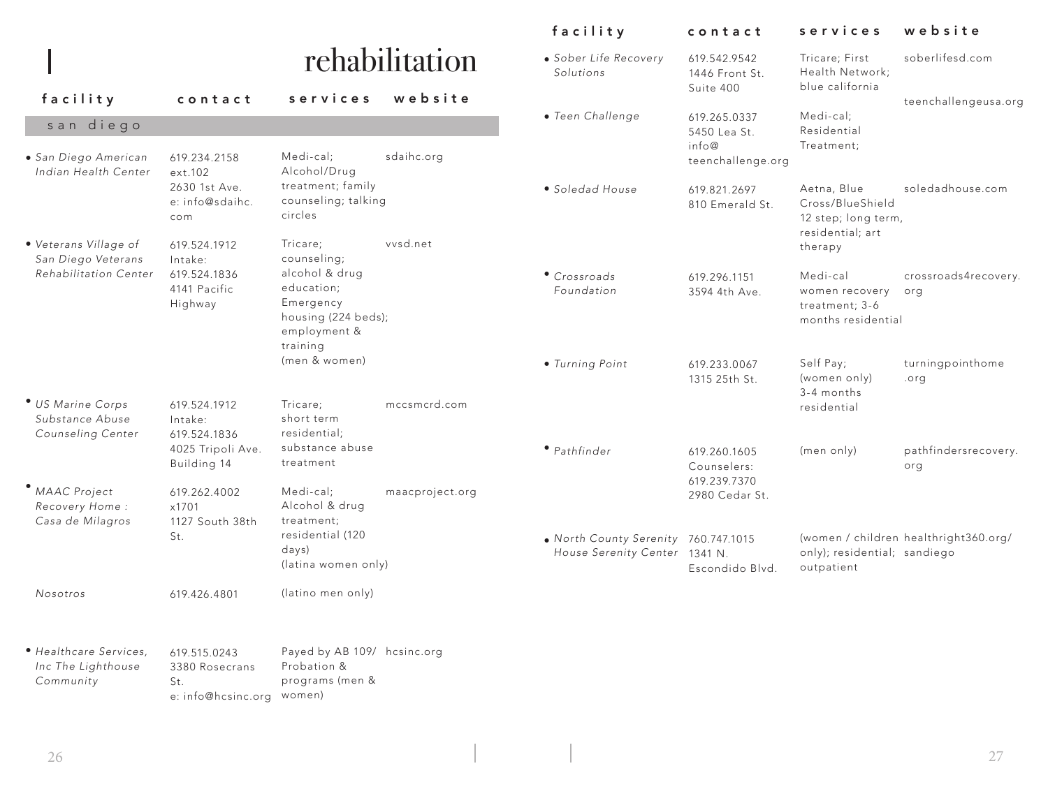# rehabilitation

| facility | contact | services | website |
|---|---|---|---|
| **san diego** | | | |
| • *San Diego American Indian Health Center* | 619.234.2158 ext.102 2630 1st Ave. e: info@sdaihc.com | Medi-cal; Alcohol/Drug treatment; family counseling; talking circles | sdaihc.org |
| • *Veterans Village of San Diego Veterans Rehabilitation Center* | 619.524.1912 Intake: 619.524.1836 4141 Pacific Highway | Tricare; counseling; alcohol & drug education; Emergency housing (224 beds); employment & training (men & women) | vvsd.net |
| • *US Marine Corps Substance Abuse Counseling Center* | 619.524.1912 Intake: 619.524.1836 4025 Tripoli Ave. Building 14 | Tricare; short term residential; substance abuse treatment | mccsmcrd.com |
| • *MAAC Project Recovery Home : Casa de Milagros* | 619.262.4002 x1701 1127 South 38th St. | Medi-cal; Alcohol & drug treatment; residential (120 days) (latina women only) | maacproject.org |
| *Nosotros* | 619.426.4801 | (latino men only) | |
| • *Healthcare Services, Inc The Lighthouse Community* | 619.515.0243 3380 Rosecrans St. e: info@hcsinc.org | Payed by AB 109/ Probation & programs (men & women) | hcsinc.org |
| • *Sober Life Recovery Solutions* | 619.542.9542 1446 Front St. Suite 400 | Tricare; First Health Network; blue california | soberlifesd.com |
| • *Teen Challenge* | 619.265.0337 5450 Lea St. info@teenchallenge.org | Medi-cal; Residential Treatment; | teenchallengeusa.org |
| • *Soledad House* | 619.821.2697 810 Emerald St. | Aetna, Blue Cross/BlueShield 12 step; long term, residential; art therapy | soledadhouse.com |
| • *Crossroads Foundation* | 619.296.1151 3594 4th Ave. | Medi-cal women recovery treatment; 3-6 months residential | crossroads4recovery.org |
| • *Turning Point* | 619.233.0067 1315 25th St. | Self Pay; (women only) 3-4 months residential | turningpointhome.org |
| • *Pathfinder* | 619.260.1605 Counselers: 619.239.7370 2980 Cedar St. | (men only) | pathfindersrecovery.org |
| • *North County Serenity House Serenity Center* | 760.747.1015 1341 N. Escondido Blvd. | (women / children only); residential; outpatient | healthright360.org/sandiego |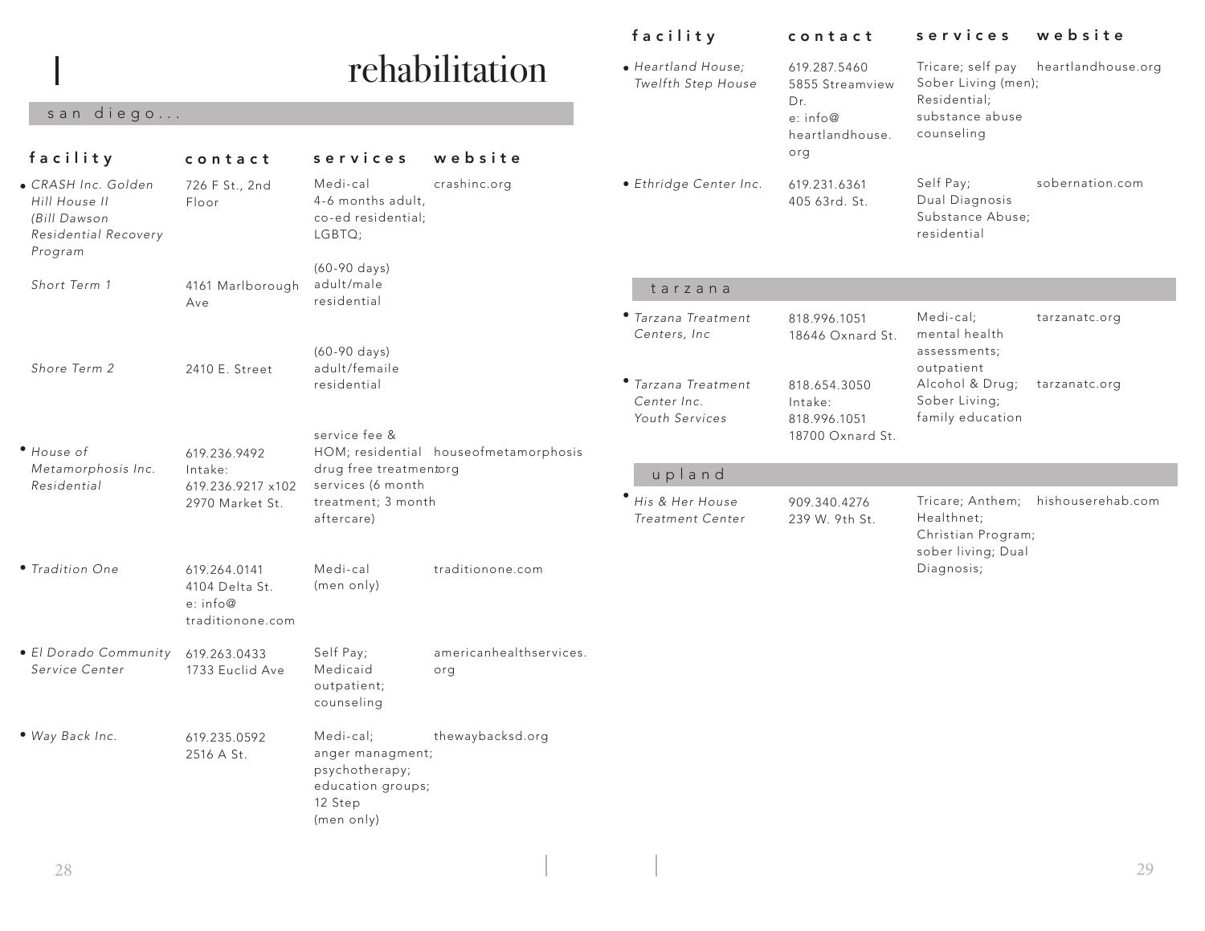# rehabilitation

## san diego...

| facility | contact | services | website |
|---|---|---|---|
| *CRASH Inc. Golden Hill House II (Bill Dawson Residential Recovery Program* | 726 F St., 2nd Floor | Medi-cal 4-6 months adult, co-ed residential; LGBTQ; | crashinc.org |
| *Short Term 1* | 4161 Marlborough Ave | (60-90 days) adult/male residential | |
| *Shore Term 2* | 2410 E. Street | (60-90 days) adult/femaile residential | |
| *House of Metamorphosis Inc. Residential* | 619.236.9492 Intake: 619.236.9217 x102 2970 Market St. | service fee & HOM; residential drug free treatment services (6 month treatment; 3 month aftercare) | houseofmetamorphosis.org |
| *Tradition One* | 619.264.0141 4104 Delta St. e: info@traditionone.com | Medi-cal (men only) | traditionone.com |
| *El Dorado Community Service Center* | 619.263.0433 1733 Euclid Ave | Self Pay; Medicaid outpatient; counseling | americanhealthservices.org |
| *Way Back Inc.* | 619.235.0592 2516 A St. | Medi-cal; anger managment; psychotherapy; education groups; 12 Step (men only) | thewaybacksd.org |
| *Heartland House; Twelfth Step House* | 619.287.5460 5855 Streamview Dr. e: info@heartlandhouse.org | Tricare; self pay Sober Living (men); Residential; substance abuse counseling | heartlandhouse.org |
| *Ethridge Center Inc.* | 619.231.6361 405 63rd. St. | Self Pay; Dual Diagnosis Substance Abuse; residential | sobernation.com |

## tarzana

| facility | contact | services | website |
|---|---|---|---|
| *Tarzana Treatment Centers, Inc* | 818.996.1051 18646 Oxnard St. | Medi-cal; mental health assessments; outpatient | tarzanatc.org |
| *Tarzana Treatment Center Inc. Youth Services* | 818.654.3050 Intake: 818.996.1051 18700 Oxnard St. | Alcohol & Drug; Sober Living; family education | tarzanatc.org |

## upland

| facility | contact | services | website |
|---|---|---|---|
| *His & Her House Treatment Center* | 909.340.4276 239 W. 9th St. | Tricare; Anthem; Healthnet; Christian Program; sober living; Dual Diagnosis; | hishouserehab.com |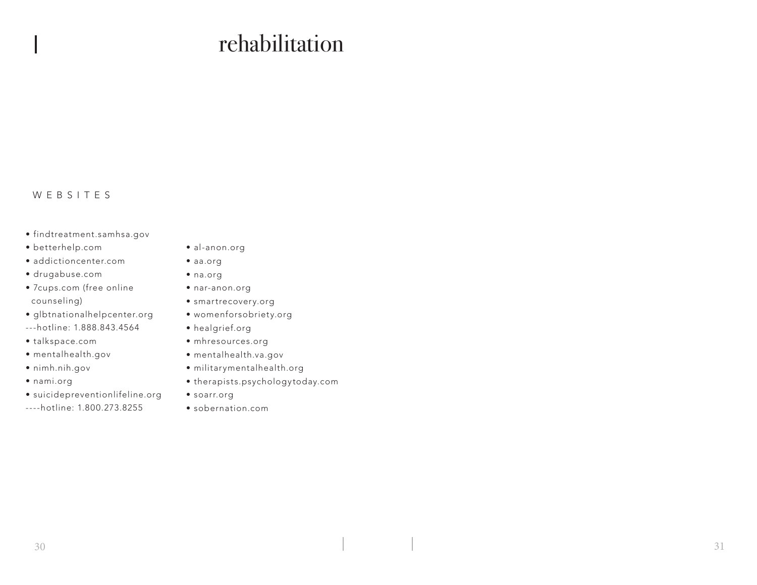# rehabilitation

WEBSITES

- findtreatment.samhsa.gov
- betterhelp.com
- addictioncenter.com
- drugabuse.com
- 7cups.com (free online counseling)
- glbtnationalhelpcenter.org
---hotline: 1.888.843.4564
- talkspace.com
- mentalhealth.gov
- nimh.nih.gov
- nami.org
- suicidepreventionlifeline.org
----hotline: 1.800.273.8255
- al-anon.org
- aa.org
- na.org
- nar-anon.org
- smartrecovery.org
- womenforsobriety.org
- healgrief.org
- mhresources.org
- mentalhealth.va.gov
- militarymentalhealth.org
- therapists.psychologytoday.com
- soarr.org
- sobernation.com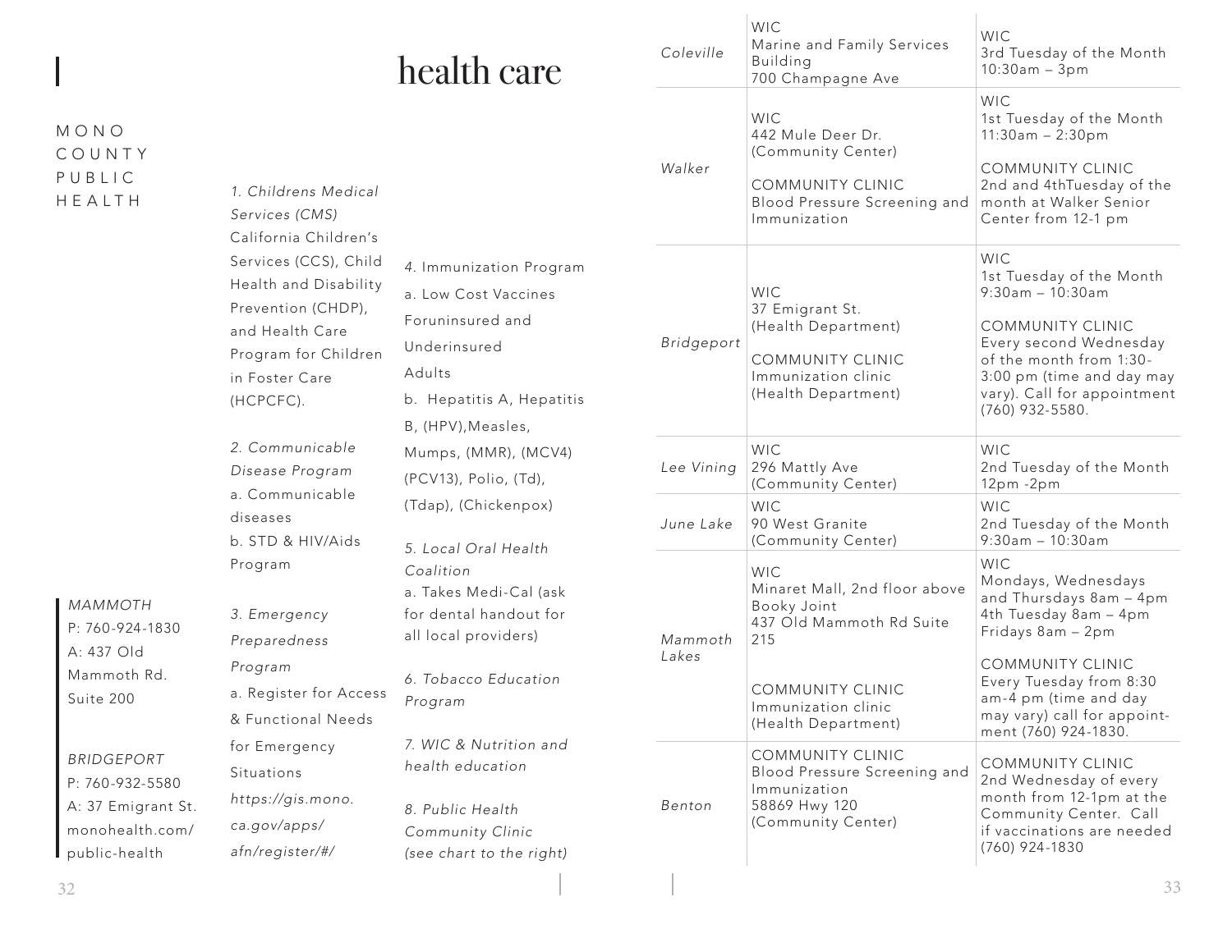# health care

## MONO COUNTY PUBLIC HEALTH

*MAMMOTH*
P: 760-924-1830
A: 437 Old Mammoth Rd. Suite 200

*BRIDGEPORT*
P: 760-932-5580
A: 37 Emigrant St.
monohealth.com/public-health

*1. Childrens Medical Services (CMS)*
California Children's Services (CCS), Child Health and Disability Prevention (CHDP), and Health Care Program for Children in Foster Care (HCPCFC).

*2. Communicable Disease Program*
a. Communicable diseases
b. STD & HIV/Aids Program

*3. Emergency Preparedness Program*
a. Register for Access & Functional Needs for Emergency Situations
*https://gis.mono.ca.gov/apps/afn/register/#/*

*4.* Immunization Program
a. Low Cost Vaccines Foruninsured and Underinsured Adults
b. Hepatitis A, Hepatitis B, (HPV),Measles, Mumps, (MMR), (MCV4) (PCV13), Polio, (Td), (Tdap), (Chickenpox)

*5. Local Oral Health Coalition*
a. Takes Medi-Cal (ask for dental handout for all local providers)

*6. Tobacco Education Program*

*7. WIC & Nutrition and health education*

*8. Public Health Community Clinic (see chart to the right)*

| Location | Service / Address | Schedule |
|---|---|---|
| *Coleville* | WIC<br>Marine and Family Services Building<br>700 Champagne Ave | WIC<br>3rd Tuesday of the Month<br>10:30am – 3pm |
| *Walker* | WIC<br>442 Mule Deer Dr.<br>(Community Center)<br><br>COMMUNITY CLINIC<br>Blood Pressure Screening and Immunization | WIC<br>1st Tuesday of the Month<br>11:30am – 2:30pm<br><br>COMMUNITY CLINIC<br>2nd and 4thTuesday of the month at Walker Senior Center from 12-1 pm |
| *Bridgeport* | WIC<br>37 Emigrant St.<br>(Health Department)<br><br>COMMUNITY CLINIC<br>Immunization clinic<br>(Health Department) | WIC<br>1st Tuesday of the Month<br>9:30am – 10:30am<br><br>COMMUNITY CLINIC<br>Every second Wednesday of the month from 1:30-3:00 pm (time and day may vary). Call for appointment (760) 932-5580. |
| *Lee Vining* | WIC<br>296 Mattly Ave<br>(Community Center) | WIC<br>2nd Tuesday of the Month<br>12pm -2pm |
| *June Lake* | WIC<br>90 West Granite<br>(Community Center) | WIC<br>2nd Tuesday of the Month<br>9:30am – 10:30am |
| *Mammoth Lakes* | WIC<br>Minaret Mall, 2nd floor above Booky Joint<br>437 Old Mammoth Rd Suite 215<br><br>COMMUNITY CLINIC<br>Immunization clinic<br>(Health Department) | WIC<br>Mondays, Wednesdays and Thursdays 8am – 4pm<br>4th Tuesday 8am – 4pm<br>Fridays 8am – 2pm<br><br>COMMUNITY CLINIC<br>Every Tuesday from 8:30 am-4 pm (time and day may vary) call for appoint-ment (760) 924-1830. |
| *Benton* | COMMUNITY CLINIC<br>Blood Pressure Screening and Immunization<br>58869 Hwy 120<br>(Community Center) | COMMUNITY CLINIC<br>2nd Wednesday of every month from 12-1pm at the Community Center. Call if vaccinations are needed (760) 924-1830 |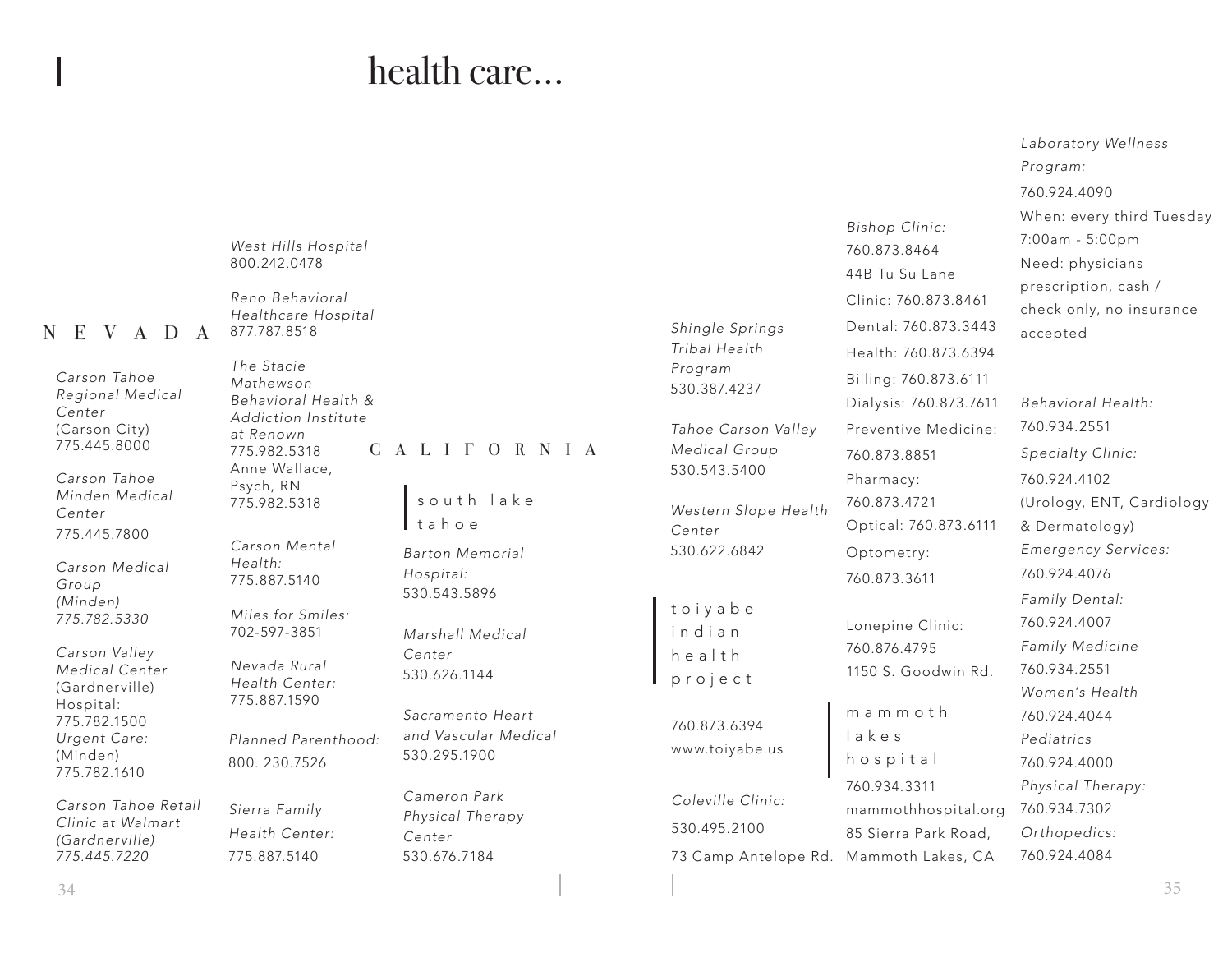# health care...

## NEVADA

*Carson Tahoe Regional Medical Center* (Carson City)
775.445.8000

*Carson Tahoe Minden Medical Center*
775.445.7800

*Carson Medical Group (Minden)*
*775.782.5330*

*Carson Valley Medical Center* (Gardnerville)
Hospital: 775.782.1500
*Urgent Care:* (Minden)
775.782.1610

*Carson Tahoe Retail Clinic at Walmart (Gardnerville)*
*775.445.7220*

*West Hills Hospital*
800.242.0478

*Reno Behavioral Healthcare Hospital*
877.787.8518

*The Stacie Mathewson Behavioral Health & Addiction Institute at Renown*
775.982.5318
Anne Wallace, Psych, RN
775.982.5318

*Carson Mental Health:*
775.887.5140

*Miles for Smiles:*
702-597-3851

*Nevada Rural Health Center:*
775.887.1590

*Planned Parenthood:*
800. 230.7526

*Sierra Family Health Center:*
775.887.5140

## CALIFORNIA

### south lake tahoe

*Barton Memorial Hospital:*
530.543.5896

*Marshall Medical Center*
530.626.1144

*Sacramento Heart and Vascular Medical*
530.295.1900

*Cameron Park Physical Therapy Center*
530.676.7184

*Shingle Springs Tribal Health Program*
530.387.4237

*Tahoe Carson Valley Medical Group*
530.543.5400

*Western Slope Health Center*
530.622.6842

### toiyabe indian health project

760.873.6394
www.toiyabe.us

*Coleville Clinic:*
530.495.2100
73 Camp Antelope Rd.

*Bishop Clinic:*
760.873.8464
44B Tu Su Lane
Clinic: 760.873.8461
Dental: 760.873.3443
Health: 760.873.6394
Billing: 760.873.6111
Dialysis: 760.873.7611
Preventive Medicine: 760.873.8851
Pharmacy: 760.873.4721
Optical: 760.873.6111
Optometry: 760.873.3611

Lonepine Clinic:
760.876.4795
1150 S. Goodwin Rd.

### mammoth lakes hospital

760.934.3311
mammothhospital.org
85 Sierra Park Road, Mammoth Lakes, CA

*Laboratory Wellness Program:*
760.924.4090
When: every third Tuesday 7:00am - 5:00pm
Need: physicians prescription, cash / check only, no insurance accepted

*Behavioral Health:*
760.934.2551
*Specialty Clinic:*
760.924.4102
(Urology, ENT, Cardiology & Dermatology)
*Emergency Services:*
760.924.4076
*Family Dental:*
760.924.4007
*Family Medicine*
760.934.2551
*Women's Health*
760.924.4044
*Pediatrics*
760.924.4000
*Physical Therapy:*
760.934.7302
*Orthopedics:*
760.924.4084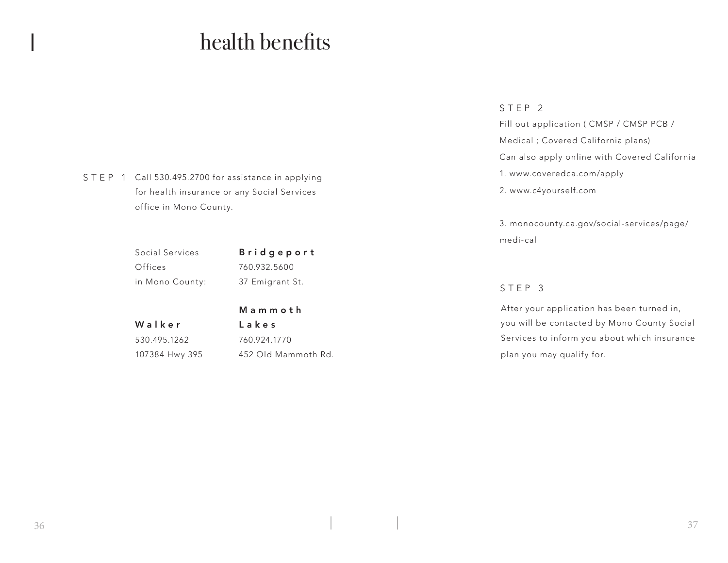# health benefits

**STEP 1** Call 530.495.2700 for assistance in applying for health insurance or any Social Services office in Mono County.

Social Services Offices in Mono County:

**Bridgeport**
760.932.5600
37 Emigrant St.

**Walker**
530.495.1262
107384 Hwy 395

**Mammoth Lakes**
760.924.1770
452 Old Mammoth Rd.

**STEP 2**

Fill out application ( CMSP / CMSP PCB / Medical ; Covered California plans)

Can also apply online with Covered California

1. www.coveredca.com/apply
2. www.c4yourself.com
3. monocounty.ca.gov/social-services/page/medi-cal

**STEP 3**

After your application has been turned in, you will be contacted by Mono County Social Services to inform you about which insurance plan you may qualify for.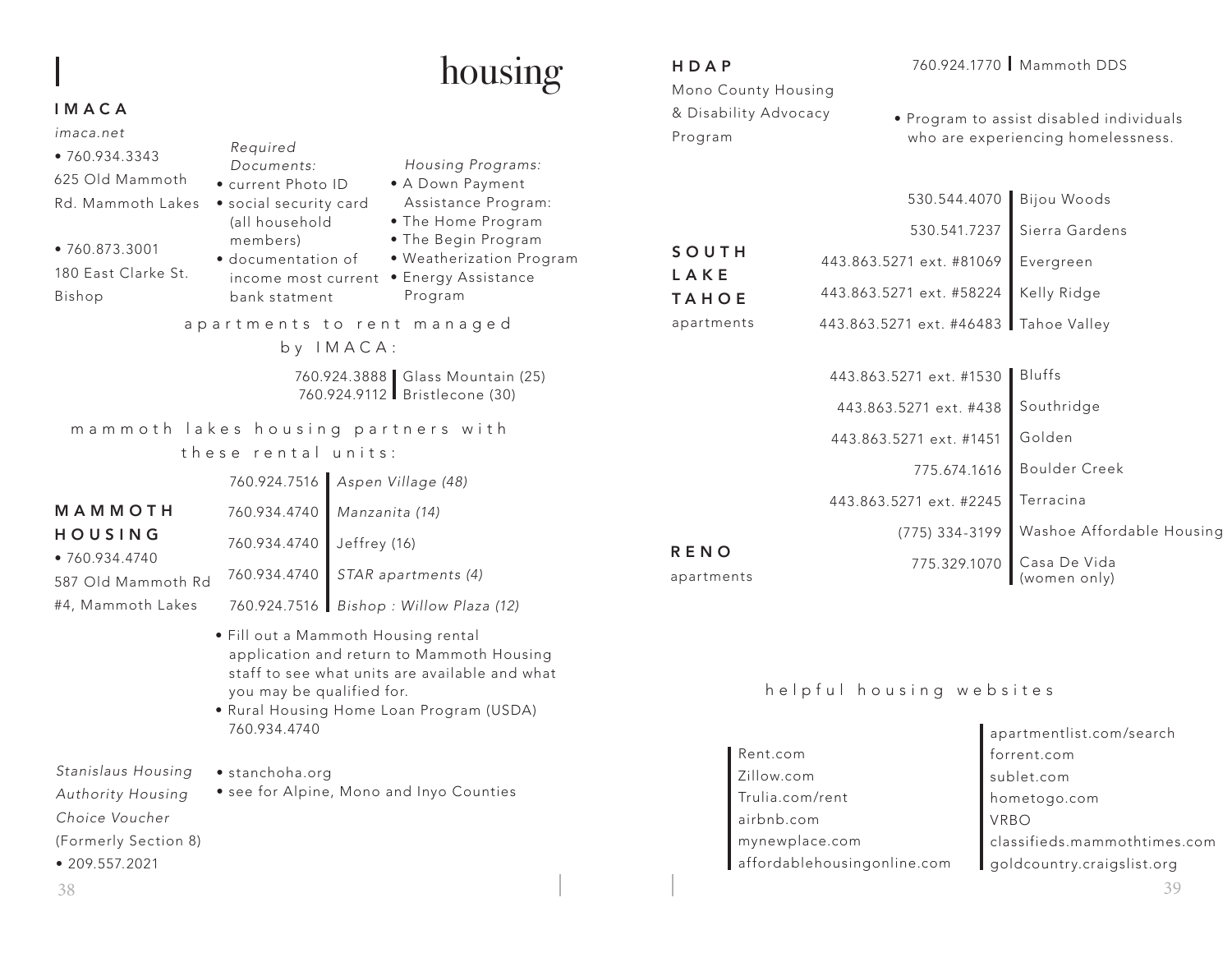# housing

## IMACA

*imaca.net*

- 760.934.3343
  625 Old Mammoth Rd. Mammoth Lakes
- 760.873.3001
  180 East Clarke St. Bishop

*Required Documents:*

- current Photo ID
- social security card (all household members)
- documentation of income most current bank statment

*Housing Programs:*

- A Down Payment Assistance Program:
- The Home Program
- The Begin Program
- Weatherization Program
- Energy Assistance Program

apartments to rent managed by IMACA:

| | |
|---|---|
| 760.924.3888 | Glass Mountain (25) |
| 760.924.9112 | Bristlecone (30) |

mammoth lakes housing partners with these rental units:

## MAMMOTH HOUSING

- 760.934.4740
  587 Old Mammoth Rd #4, Mammoth Lakes

| | |
|---|---|
| 760.924.7516 | *Aspen Village (48)* |
| 760.934.4740 | *Manzanita (14)* |
| 760.934.4740 | Jeffrey (16) |
| 760.934.4740 | *STAR apartments (4)* |
| 760.924.7516 | *Bishop : Willow Plaza (12)* |

- Fill out a Mammoth Housing rental application and return to Mammoth Housing staff to see what units are available and what you may be qualified for.
- Rural Housing Home Loan Program (USDA) 760.934.4740

*Stanislaus Housing Authority Housing Choice Voucher* (Formerly Section 8)

- 209.557.2021
- stanchoha.org
- see for Alpine, Mono and Inyo Counties

## HDAP

Mono County Housing & Disability Advocacy Program

760.924.1770 | Mammoth DDS

- Program to assist disabled individuals who are experiencing homelessness.

## SOUTH LAKE TAHOE

apartments

| | |
|---|---|
| 530.544.4070 | Bijou Woods |
| 530.541.7237 | Sierra Gardens |
| 443.863.5271 ext. #81069 | Evergreen |
| 443.863.5271 ext. #58224 | Kelly Ridge |
| 443.863.5271 ext. #46483 | Tahoe Valley |

## RENO

apartments

| | |
|---|---|
| 443.863.5271 ext. #1530 | Bluffs |
| 443.863.5271 ext. #438 | Southridge |
| 443.863.5271 ext. #1451 | Golden |
| 775.674.1616 | Boulder Creek |
| 443.863.5271 ext. #2245 | Terracina |
| (775) 334-3199 | Washoe Affordable Housing |
| 775.329.1070 | Casa De Vida (women only) |

helpful housing websites

- Rent.com
- Zillow.com
- Trulia.com/rent
- airbnb.com
- mynewplace.com
- affordablehousingonline.com
- apartmentlist.com/search
- forrent.com
- sublet.com
- hometogo.com
- VRBO
- classifieds.mammothtimes.com
- goldcountry.craigslist.org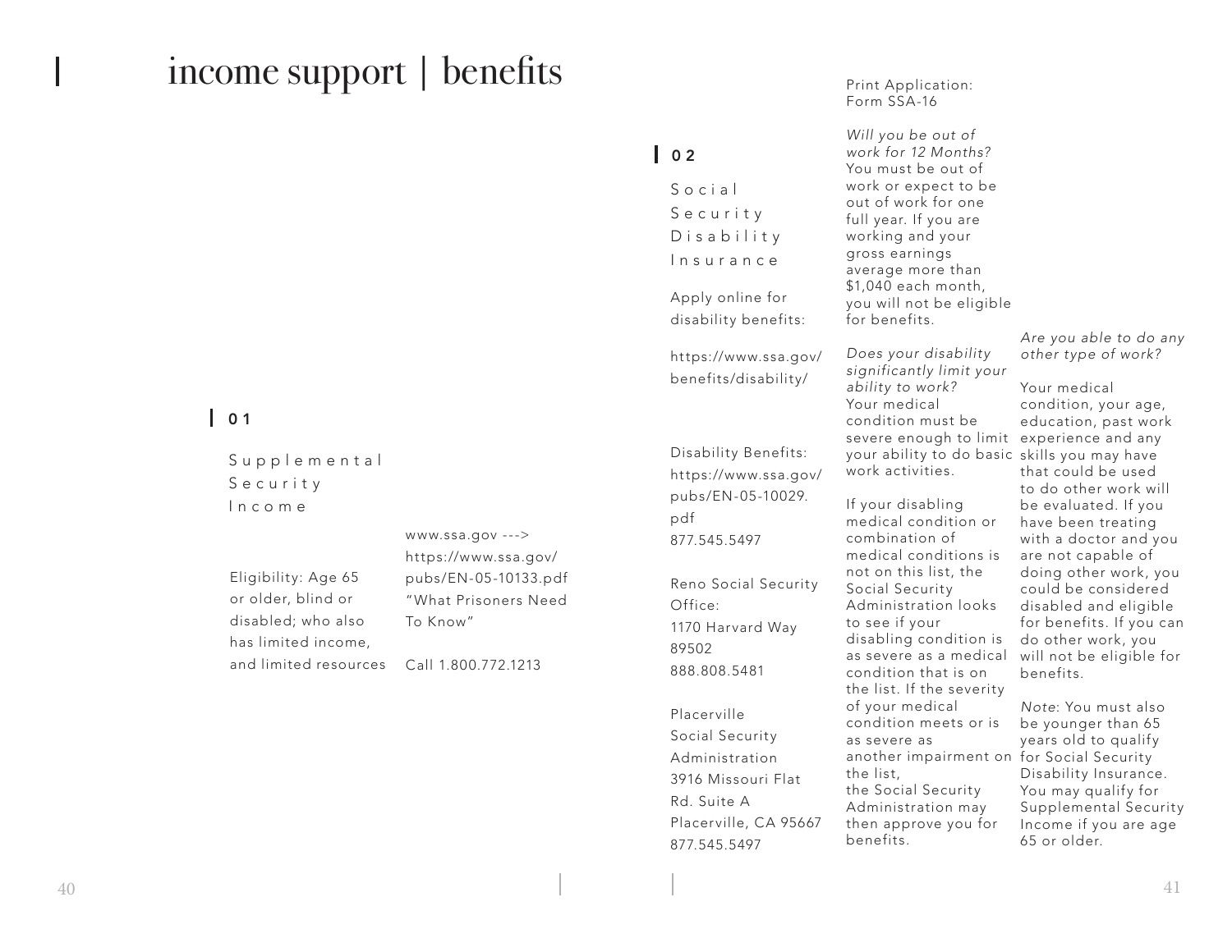# income support | benefits

## 01

### Supplemental Security Income

Eligibility: Age 65 or older, blind or disabled; who also has limited income, and limited resources

www.ssa.gov ---> https://www.ssa.gov/pubs/EN-05-10133.pdf "What Prisoners Need To Know"

Call 1.800.772.1213

## 02

### Social Security Disability Insurance

Apply online for disability benefits:

https://www.ssa.gov/benefits/disability/

Disability Benefits:
https://www.ssa.gov/pubs/EN-05-10029.pdf
877.545.5497

Reno Social Security Office:
1170 Harvard Way
89502
888.808.5481

Placerville
Social Security Administration
3916 Missouri Flat Rd. Suite A
Placerville, CA 95667
877.545.5497

Print Application:
Form SSA-16

*Will you be out of work for 12 Months?*
You must be out of work or expect to be out of work for one full year. If you are working and your gross earnings average more than $1,040 each month, you will not be eligible for benefits.

*Does your disability significantly limit your ability to work?*
Your medical condition must be severe enough to limit your ability to do basic work activities.

If your disabling medical condition or combination of medical conditions is not on this list, the Social Security Administration looks to see if your disabling condition is as severe as a medical condition that is on the list. If the severity of your medical condition meets or is as severe as another impairment on the list, the Social Security Administration may then approve you for benefits.

*Are you able to do any other type of work?*

Your medical condition, your age, education, past work experience and any skills you may have that could be used to do other work will be evaluated. If you have been treating with a doctor and you are not capable of doing other work, you could be considered disabled and eligible for benefits. If you can do other work, you will not be eligible for benefits.

*Note*: You must also be younger than 65 years old to qualify for Social Security Disability Insurance. You may qualify for Supplemental Security Income if you are age 65 or older.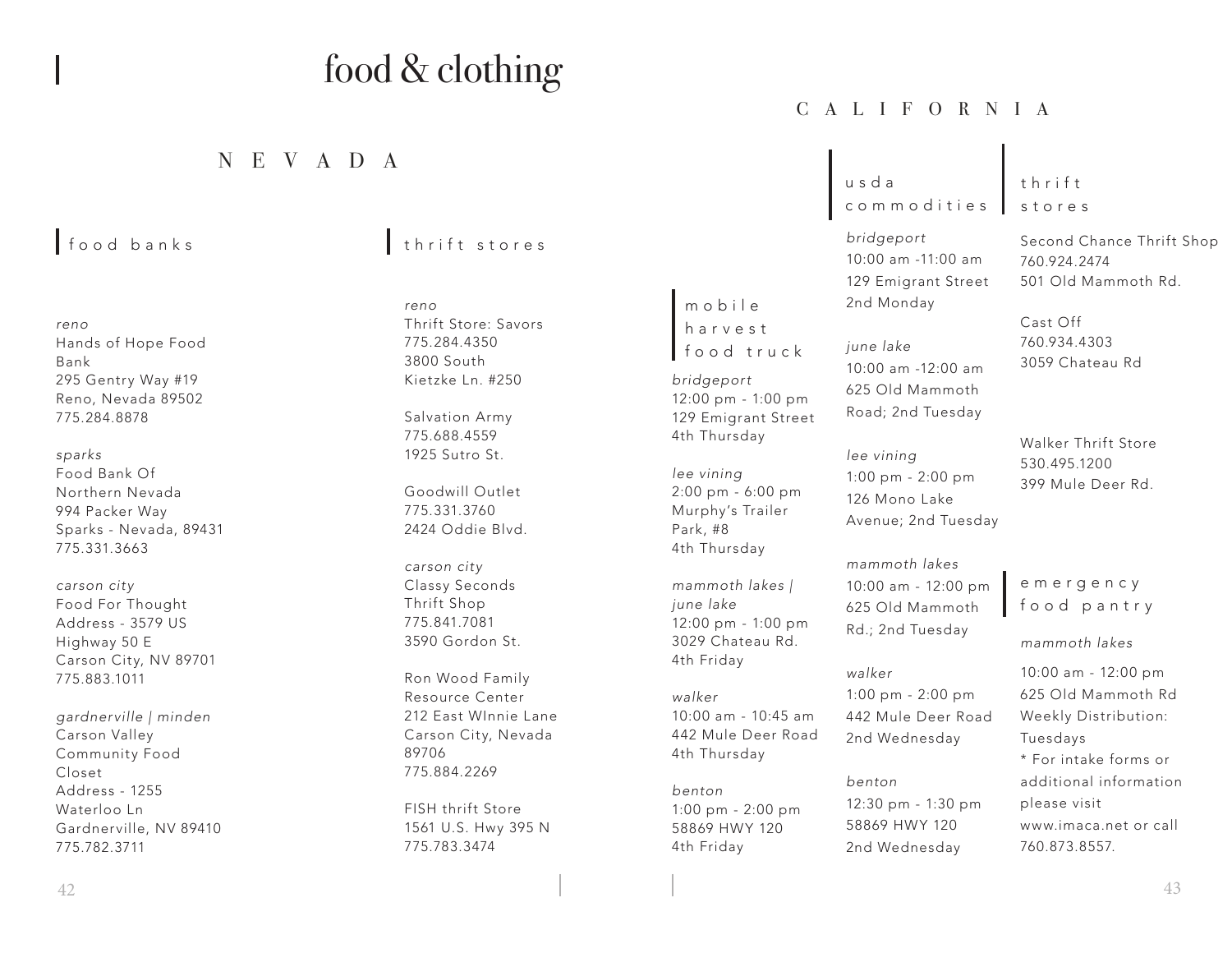# food & clothing

## NEVADA

### food banks

*reno*
Hands of Hope Food Bank
295 Gentry Way #19
Reno, Nevada 89502
775.284.8878

*sparks*
Food Bank Of Northern Nevada
994 Packer Way
Sparks - Nevada, 89431
775.331.3663

*carson city*
Food For Thought
Address - 3579 US Highway 50 E
Carson City, NV 89701
775.883.1011

*gardnerville | minden*
Carson Valley Community Food Closet
Address - 1255 Waterloo Ln
Gardnerville, NV 89410
775.782.3711

### thrift stores

*reno*
Thrift Store: Savors
775.284.4350
3800 South Kietzke Ln. #250

Salvation Army
775.688.4559
1925 Sutro St.

Goodwill Outlet
775.331.3760
2424 Oddie Blvd.

*carson city*
Classy Seconds Thrift Shop
775.841.7081
3590 Gordon St.

Ron Wood Family Resource Center
212 East WInnie Lane
Carson City, Nevada 89706
775.884.2269

FISH thrift Store
1561 U.S. Hwy 395 N
775.783.3474

## CALIFORNIA

### mobile harvest food truck

*bridgeport*
12:00 pm - 1:00 pm
129 Emigrant Street
4th Thursday

*lee vining*
2:00 pm - 6:00 pm
Murphy's Trailer Park, #8
4th Thursday

*mammoth lakes | june lake*
12:00 pm - 1:00 pm
3029 Chateau Rd.
4th Friday

*walker*
10:00 am - 10:45 am
442 Mule Deer Road
4th Thursday

*benton*
1:00 pm - 2:00 pm
58869 HWY 120
4th Friday

### usda commodities

*bridgeport*
10:00 am -11:00 am
129 Emigrant Street
2nd Monday

*june lake*
10:00 am -12:00 am
625 Old Mammoth Road; 2nd Tuesday

*lee vining*
1:00 pm - 2:00 pm
126 Mono Lake Avenue; 2nd Tuesday

*mammoth lakes*
10:00 am - 12:00 pm
625 Old Mammoth Rd.; 2nd Tuesday

*walker*
1:00 pm - 2:00 pm
442 Mule Deer Road
2nd Wednesday

*benton*
12:30 pm - 1:30 pm
58869 HWY 120
2nd Wednesday

### thrift stores

Second Chance Thrift Shop
760.924.2474
501 Old Mammoth Rd.

Cast Off
760.934.4303
3059 Chateau Rd

Walker Thrift Store
530.495.1200
399 Mule Deer Rd.

### emergency food pantry

*mammoth lakes*

10:00 am - 12:00 pm
625 Old Mammoth Rd
Weekly Distribution: Tuesdays
* For intake forms or additional information please visit www.imaca.net or call 760.873.8557.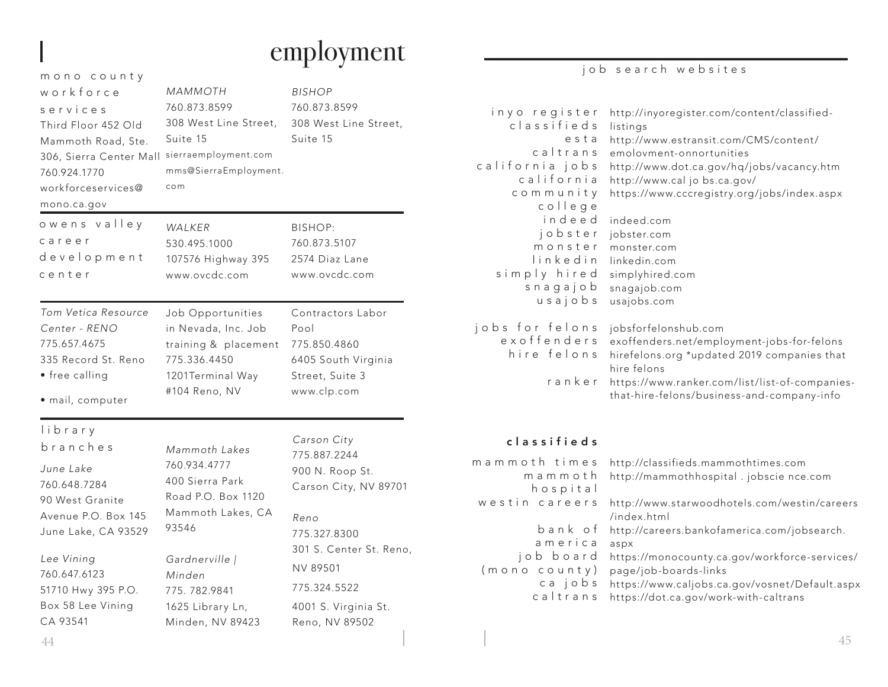# employment

## mono county workforce services

Third Floor 452 Old Mammoth Road, Ste. 306, Sierra Center Mall
760.924.1770
workforceservices@mono.ca.gov

*MAMMOTH*
760.873.8599
308 West Line Street, Suite 15
sierraemployment.com
mms@SierraEmployment.com

*BISHOP*
760.873.8599
308 West Line Street, Suite 15

## owens valley career development center

*WALKER*
530.495.1000
107576 Highway 395
www.ovcdc.com

BISHOP:
760.873.5107
2574 Diaz Lane
www.ovcdc.com

*Tom Vetica Resource Center - RENO*
775.657.4675
335 Record St. Reno
- free calling
- mail, computer

Job Opportunities in Nevada, Inc. Job training & placement
775.336.4450
1201Terminal Way #104 Reno, NV

Contractors Labor Pool
775.850.4860
6405 South Virginia Street, Suite 3
www.clp.com

## library branches

*June Lake*
760.648.7284
90 West Granite Avenue P.O. Box 145
June Lake, CA 93529

*Lee Vining*
760.647.6123
51710 Hwy 395 P.O. Box 58 Lee Vining CA 93541

*Mammoth Lakes*
760.934.4777
400 Sierra Park Road P.O. Box 1120
Mammoth Lakes, CA 93546

*Gardnerville | Minden*
775. 782.9841
1625 Library Ln, Minden, NV 89423

*Carson City*
775.887.2244
900 N. Roop St.
Carson City, NV 89701

*Reno*
775.327.8300
301 S. Center St. Reno, NV 89501
775.324.5522
4001 S. Virginia St.
Reno, NV 89502

## job search websites

| | |
|---|---|
| inyo register classifieds | http://inyoregister.com/content/classified-listings |
| esta | http://www.estransit.com/CMS/content/ |
| caltrans | emolovment-onnortunities |
| california jobs | http://www.dot.ca.gov/hq/jobs/vacancy.htm |
| california | http://www.cal jo bs.ca.gov/ |
| community college | https://www.cccregistry.org/jobs/index.aspx |
| indeed | indeed.com |
| jobster | jobster.com |
| monster | monster.com |
| linkedin | linkedin.com |
| simply hired | simplyhired.com |
| snagajob | snagajob.com |
| usajobs | usajobs.com |
| jobs for felons | jobsforfelonshub.com |
| exoffenders | exoffenders.net/employment-jobs-for-felons |
| hire felons | hirefelons.org *updated 2019 companies that hire felons |
| ranker | https://www.ranker.com/list/list-of-companies-that-hire-felons/business-and-company-info |

## classifieds

| | |
|---|---|
| mammoth times | http://classifieds.mammothtimes.com |
| mammoth hospital | http://mammothhospital . jobscie nce.com |
| westin careers | http://www.starwoodhotels.com/westin/careers/index.html |
| bank of america | http://careers.bankofamerica.com/jobsearch.aspx |
| job board (mono county) | https://monocounty.ca.gov/workforce-services/page/job-boards-links |
| ca jobs | https://www.caljobs.ca.gov/vosnet/Default.aspx |
| caltrans | https://dot.ca.gov/work-with-caltrans |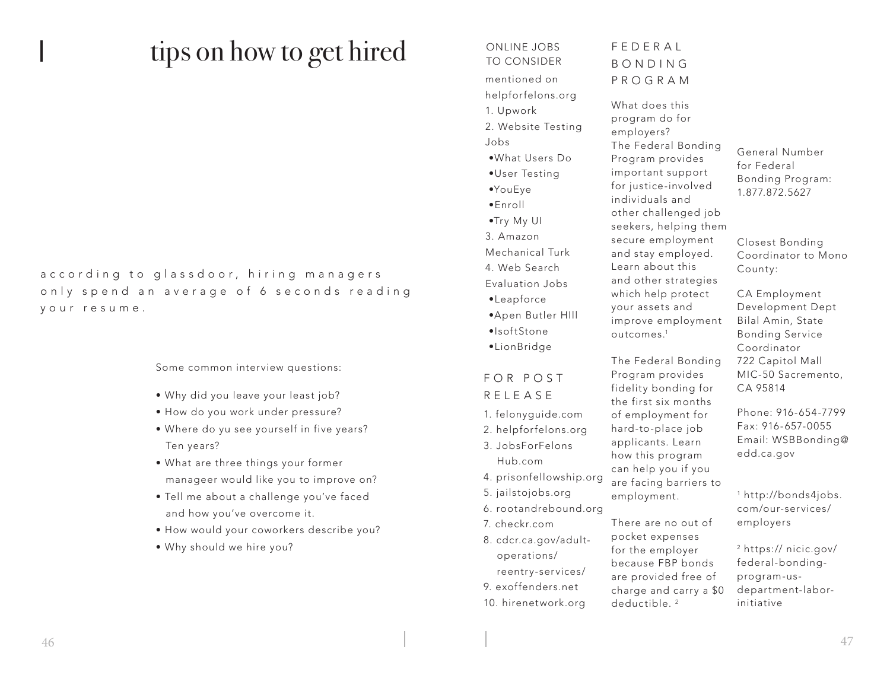# tips on how to get hired

according to glassdoor, hiring managers only spend an average of 6 seconds reading your resume.

Some common interview questions:

- Why did you leave your least job?
- How do you work under pressure?
- Where do yu see yourself in five years? Ten years?
- What are three things your former manageer would like you to improve on?
- Tell me about a challenge you've faced and how you've overcome it.
- How would your coworkers describe you?
- Why should we hire you?

## ONLINE JOBS TO CONSIDER

mentioned on helpforfelons.org

1. Upwork
2. Website Testing Jobs
   - What Users Do
   - User Testing
   - YouEye
   - Enroll
   - Try My UI
3. Amazon Mechanical Turk
4. Web Search Evaluation Jobs
   - Leapforce
   - Apen Butler HIll
   - IsoftStone
   - LionBridge

## FOR POST RELEASE

1. felonyguide.com
2. helpforfelons.org
3. JobsForFelons Hub.com
4. prisonfellowship.org
5. jailstojobs.org
6. rootandrebound.org
7. checkr.com
8. cdcr.ca.gov/adult-operations/reentry-services/
9. exoffenders.net
10. hirenetwork.org

## FEDERAL BONDING PROGRAM

What does this program do for employers?
The Federal Bonding Program provides important support for justice-involved individuals and other challenged job seekers, helping them secure employment and stay employed. Learn about this and other strategies which help protect your assets and improve employment outcomes.[1]

The Federal Bonding Program provides fidelity bonding for the first six months of employment for hard-to-place job applicants. Learn how this program can help you if you are facing barriers to employment.

There are no out of pocket expenses for the employer because FBP bonds are provided free of charge and carry a $0 deductible. [2]

General Number for Federal Bonding Program: 1.877.872.5627

Closest Bonding Coordinator to Mono County:

CA Employment Development Dept
Bilal Amin, State Bonding Service Coordinator
722 Capitol Mall
MIC-50 Sacremento, CA 95814

Phone: 916-654-7799
Fax: 916-657-0055
Email: WSBBonding@edd.ca.gov

[1] http://bonds4jobs.com/our-services/employers

[2] https:// nicic.gov/federal-bonding-program-us-department-labor-initiative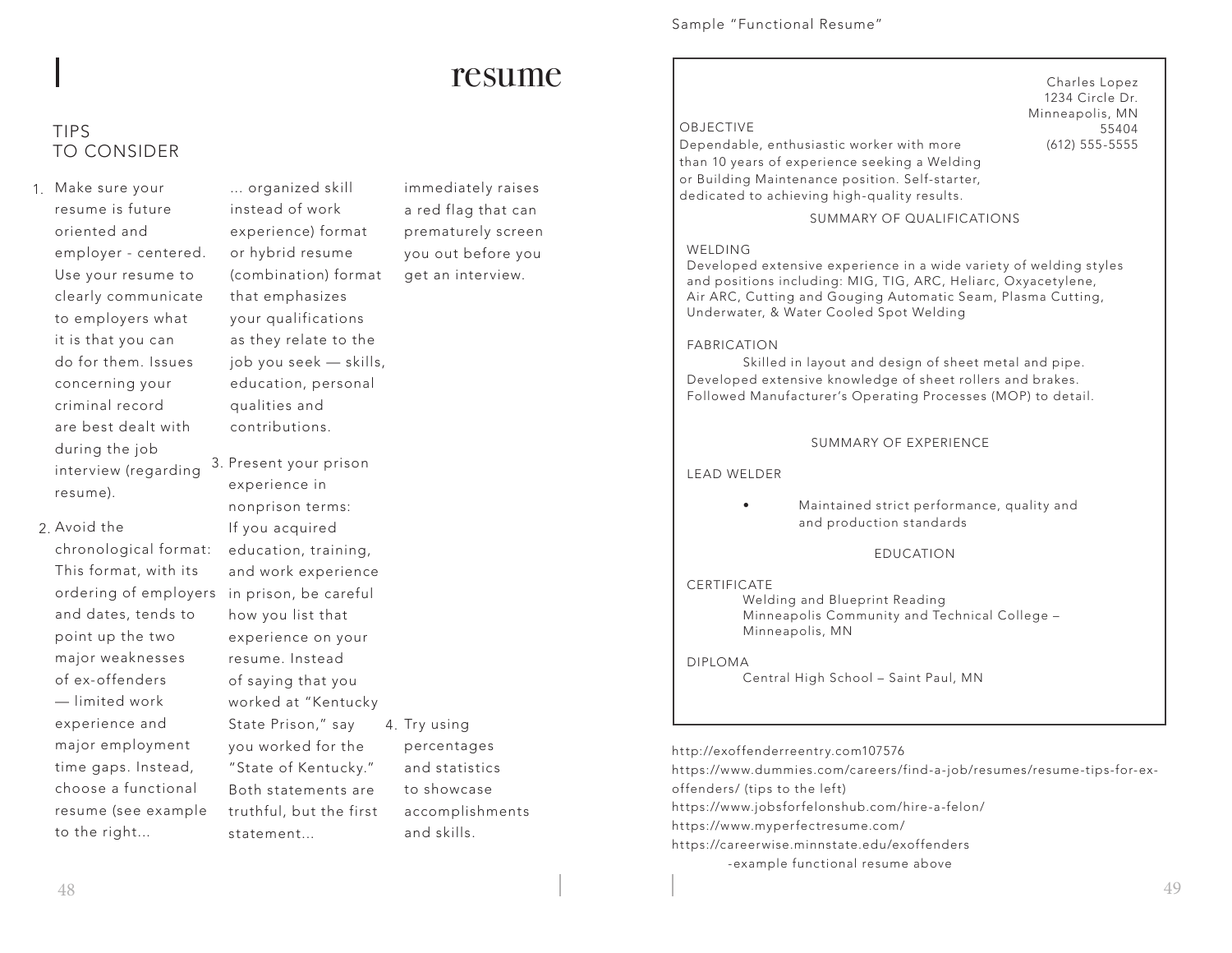# resume

## TIPS TO CONSIDER

1. Make sure your resume is future oriented and employer - centered. Use your resume to clearly communicate to employers what it is that you can do for them. Issues concerning your criminal record are best dealt with during the job interview (regarding resume).
2. Avoid the chronological format: This format, with its ordering of employers and dates, tends to point up the two major weaknesses of ex-offenders — limited work experience and major employment time gaps. Instead, choose a functional resume (see example to the right... ... organized skill instead of work experience) format or hybrid resume (combination) format that emphasizes your qualifications as they relate to the job you seek — skills, education, personal qualities and contributions.
3. Present your prison experience in nonprison terms: If you acquired education, training, and work experience in prison, be careful how you list that experience on your resume. Instead of saying that you worked at "Kentucky State Prison," say you worked for the "State of Kentucky." Both statements are truthful, but the first statement... immediately raises a red flag that can prematurely screen you out before you get an interview.
4. Try using percentages and statistics to showcase accomplishments and skills.

Sample "Functional Resume"

Charles Lopez
1234 Circle Dr.
Minneapolis, MN
55404
(612) 555-5555

OBJECTIVE
Dependable, enthusiastic worker with more than 10 years of experience seeking a Welding or Building Maintenance position. Self-starter, dedicated to achieving high-quality results.

SUMMARY OF QUALIFICATIONS

WELDING
Developed extensive experience in a wide variety of welding styles and positions including: MIG, TIG, ARC, Heliarc, Oxyacetylene, Air ARC, Cutting and Gouging Automatic Seam, Plasma Cutting, Underwater, & Water Cooled Spot Welding

FABRICATION
Skilled in layout and design of sheet metal and pipe. Developed extensive knowledge of sheet rollers and brakes. Followed Manufacturer's Operating Processes (MOP) to detail.

SUMMARY OF EXPERIENCE

LEAD WELDER

- Maintained strict performance, quality and and production standards

EDUCATION

CERTIFICATE
Welding and Blueprint Reading
Minneapolis Community and Technical College – Minneapolis, MN

DIPLOMA
Central High School – Saint Paul, MN

http://exoffenderreentry.com107576
https://www.dummies.com/careers/find-a-job/resumes/resume-tips-for-ex-offenders/ (tips to the left)
https://www.jobsforfelonshub.com/hire-a-felon/
https://www.myperfectresume.com/
https://careerwise.minnstate.edu/exoffenders
-example functional resume above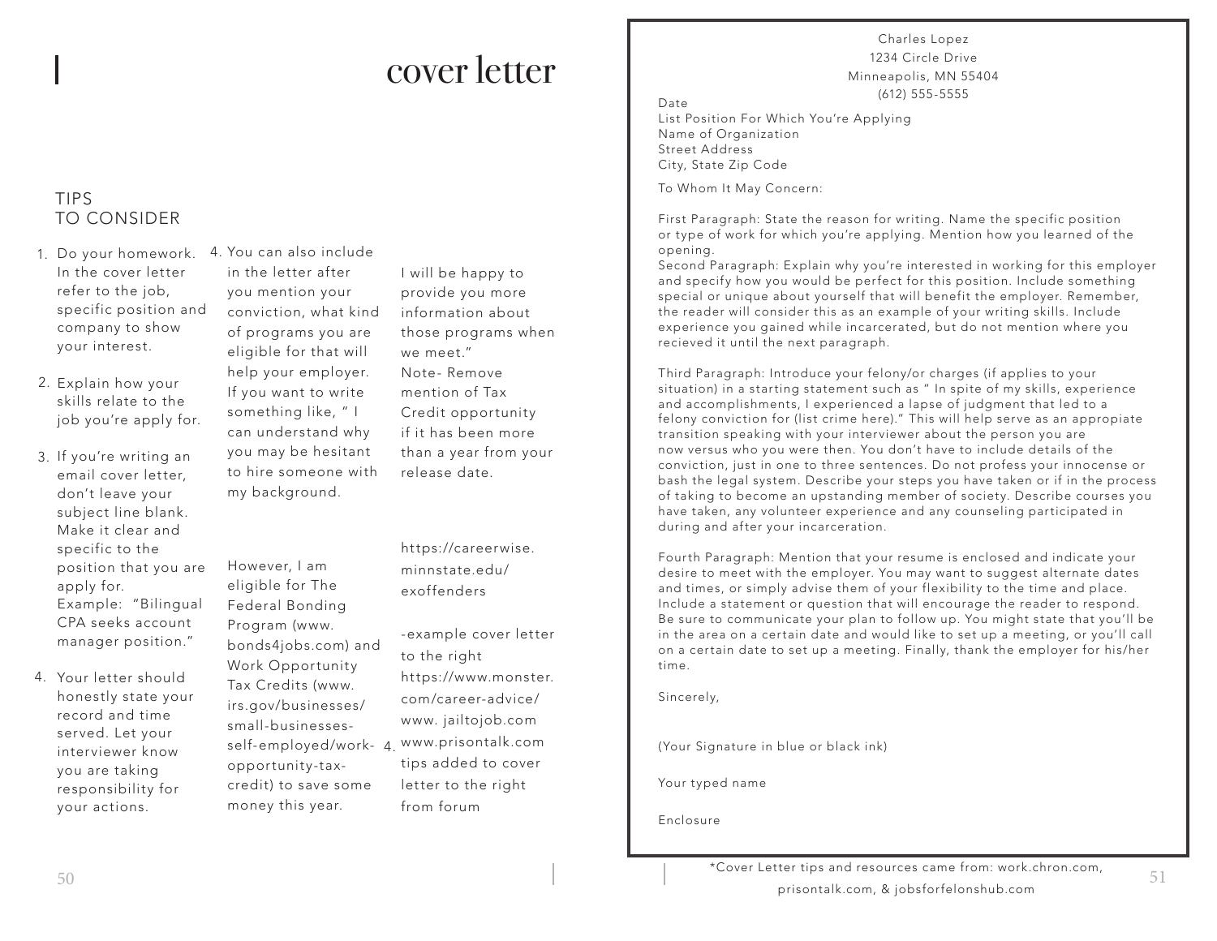# cover letter

## TIPS TO CONSIDER

1. Do your homework. In the cover letter refer to the job, specific position and company to show your interest.

2. Explain how your skills relate to the job you're apply for.

3. If you're writing an email cover letter, don't leave your subject line blank. Make it clear and specific to the position that you are apply for. Example: "Bilingual CPA seeks account manager position."

4. Your letter should honestly state your record and time served. Let your interviewer know you are taking responsibility for your actions.

4. You can also include in the letter after you mention your conviction, what kind of programs you are eligible for that will help your employer. If you want to write something like, " I can understand why you may be hesitant to hire someone with my background.

However, I am eligible for The Federal Bonding Program (www.bonds4jobs.com) and Work Opportunity Tax Credits (www.irs.gov/businesses/small-businesses-self-employed/work-opportunity-tax-credit) to save some money this year.

I will be happy to provide you more information about those programs when we meet."

Note- Remove mention of Tax Credit opportunity if it has been more than a year from your release date.

https://careerwise.minnstate.edu/exoffenders

-example cover letter to the right

https://www.monster.com/career-advice/

www.jailtojob.com

4. www.prisontalk.com tips added to cover letter to the right from forum

---

Charles Lopez
1234 Circle Drive
Minneapolis, MN 55404
(612) 555-5555

Date
List Position For Which You're Applying
Name of Organization
Street Address
City, State Zip Code

To Whom It May Concern:

First Paragraph: State the reason for writing. Name the specific position or type of work for which you're applying. Mention how you learned of the opening.
Second Paragraph: Explain why you're interested in working for this employer and specify how you would be perfect for this position. Include something special or unique about yourself that will benefit the employer. Remember, the reader will consider this as an example of your writing skills. Include experience you gained while incarcerated, but do not mention where you recieved it until the next paragraph.

Third Paragraph: Introduce your felony/or charges (if applies to your situation) in a starting statement such as " In spite of my skills, experience and accomplishments, I experienced a lapse of judgment that led to a felony conviction for (list crime here)." This will help serve as an appropiate transition speaking with your interviewer about the person you are now versus who you were then. You don't have to include details of the conviction, just in one to three sentences. Do not profess your innocense or bash the legal system. Describe your steps you have taken or if in the process of taking to become an upstanding member of society. Describe courses you have taken, any volunteer experience and any counseling participated in during and after your incarceration.

Fourth Paragraph: Mention that your resume is enclosed and indicate your desire to meet with the employer. You may want to suggest alternate dates and times, or simply advise them of your flexibility to the time and place. Include a statement or question that will encourage the reader to respond. Be sure to communicate your plan to follow up. You might state that you'll be in the area on a certain date and would like to set up a meeting, or you'll call on a certain date to set up a meeting. Finally, thank the employer for his/her time.

Sincerely,

(Your Signature in blue or black ink)

Your typed name

Enclosure

*Cover Letter tips and resources came from: work.chron.com, prisontalk.com, & jobsforfelonshub.com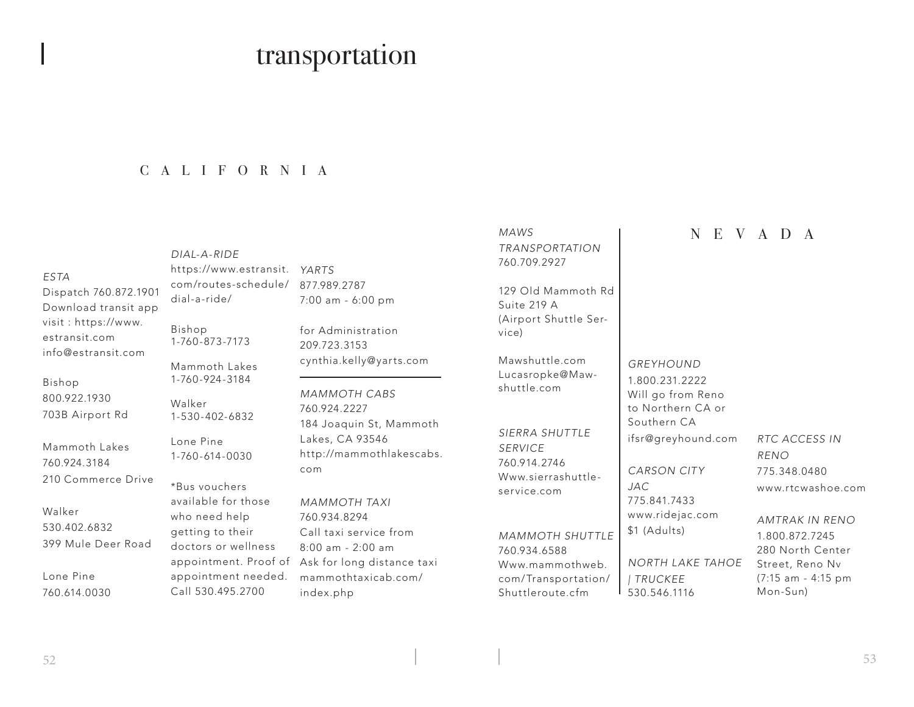# transportation

## CALIFORNIA

*ESTA*
Dispatch 760.872.1901
Download transit app
visit : https://www.estransit.com
info@estransit.com

Bishop
800.922.1930
703B Airport Rd

Mammoth Lakes
760.924.3184
210 Commerce Drive

Walker
530.402.6832
399 Mule Deer Road

Lone Pine
760.614.0030

*DIAL-A-RIDE*
https://www.estransit.com/routes-schedule/dial-a-ride/

Bishop
1-760-873-7173

Mammoth Lakes
1-760-924-3184

Walker
1-530-402-6832

Lone Pine
1-760-614-0030

*Bus vouchers available for those who need help getting to their doctors or wellness appointment. Proof of appointment needed. Call 530.495.2700

*YARTS*
877.989.2787
7:00 am - 6:00 pm

for Administration
209.723.3153
cynthia.kelly@yarts.com

---

*MAMMOTH CABS*
760.924.2227
184 Joaquin St, Mammoth Lakes, CA 93546
http://mammothlakescabs.com

*MAMMOTH TAXI*
760.934.8294
Call taxi service from 8:00 am - 2:00 am
Ask for long distance taxi
mammothtaxicab.com/index.php

*MAWS TRANSPORTATION*
760.709.2927

129 Old Mammoth Rd
Suite 219 A
(Airport Shuttle Service)

Mawshuttle.com
Lucasropke@Mawshuttle.com

*SIERRA SHUTTLE SERVICE*
760.914.2746
Www.sierrashuttleservice.com

*MAMMOTH SHUTTLE*
760.934.6588
Www.mammothweb.com/Transportation/Shuttleroute.cfm

## NEVADA

*GREYHOUND*
1.800.231.2222
Will go from Reno to Northern CA or Southern CA
ifsr@greyhound.com

*CARSON CITY JAC*
775.841.7433
www.ridejac.com
$1 (Adults)

*NORTH LAKE TAHOE | TRUCKEE*
530.546.1116

*RTC ACCESS IN RENO*
775.348.0480
www.rtcwashoe.com

*AMTRAK IN RENO*
1.800.872.7245
280 North Center Street, Reno Nv
(7:15 am - 4:15 pm Mon-Sun)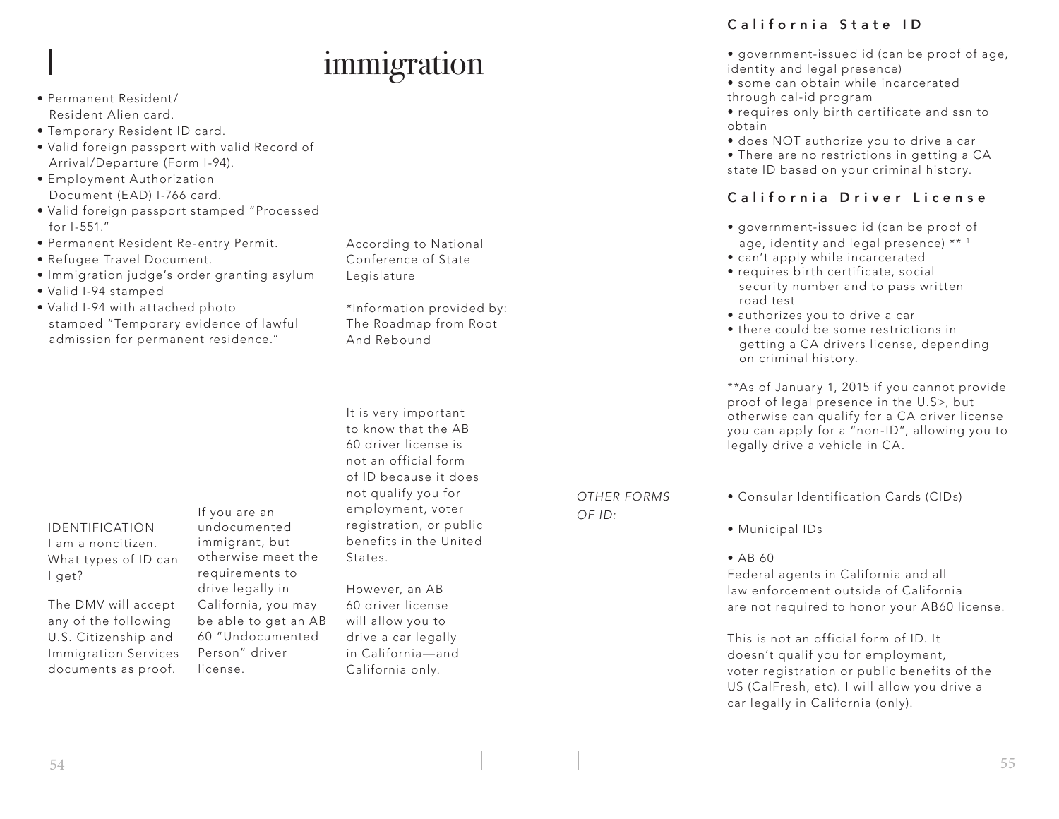# immigration

IDENTIFICATION
I am a noncitizen. What types of ID can I get?

The DMV will accept any of the following U.S. Citizenship and Immigration Services documents as proof.

- Permanent Resident/ Resident Alien card.
- Temporary Resident ID card.
- Valid foreign passport with valid Record of Arrival/Departure (Form I-94).
- Employment Authorization Document (EAD) I-766 card.
- Valid foreign passport stamped "Processed for I-551."
- Permanent Resident Re-entry Permit.
- Refugee Travel Document.
- Immigration judge's order granting asylum
- Valid I-94 stamped
- Valid I-94 with attached photo stamped "Temporary evidence of lawful admission for permanent residence."

According to National Conference of State Legislature

*Information provided by: The Roadmap from Root And Rebound

If you are an undocumented immigrant, but otherwise meet the requirements to drive legally in California, you may be able to get an AB 60 "Undocumented Person" driver license.

It is very important to know that the AB 60 driver license is not an official form of ID because it does not qualify you for employment, voter registration, or public benefits in the United States.

However, an AB 60 driver license will allow you to drive a car legally in California—and California only.

### California State ID

- government-issued id (can be proof of age, identity and legal presence)
- some can obtain while incarcerated through cal-id program
- requires only birth certificate and ssn to obtain
- does NOT authorize you to drive a car
- There are no restrictions in getting a CA state ID based on your criminal history.

### California Driver License

- government-issued id (can be proof of age, identity and legal presence) ** [1]
- can't apply while incarcerated
- requires birth certificate, social security number and to pass written road test
- authorizes you to drive a car
- there could be some restrictions in getting a CA drivers license, depending on criminal history.

**As of January 1, 2015 if you cannot provide proof of legal presence in the U.S>, but otherwise can qualify for a CA driver license you can apply for a "non-ID", allowing you to legally drive a vehicle in CA.

*OTHER FORMS OF ID:*

- Consular Identification Cards (CIDs)
- Municipal IDs
- AB 60
  Federal agents in California and all law enforcement outside of California are not required to honor your AB60 license.

  This is not an official form of ID. It doesn't qualif you for employment, voter registration or public benefits of the US (CalFresh, etc). I will allow you drive a car legally in California (only).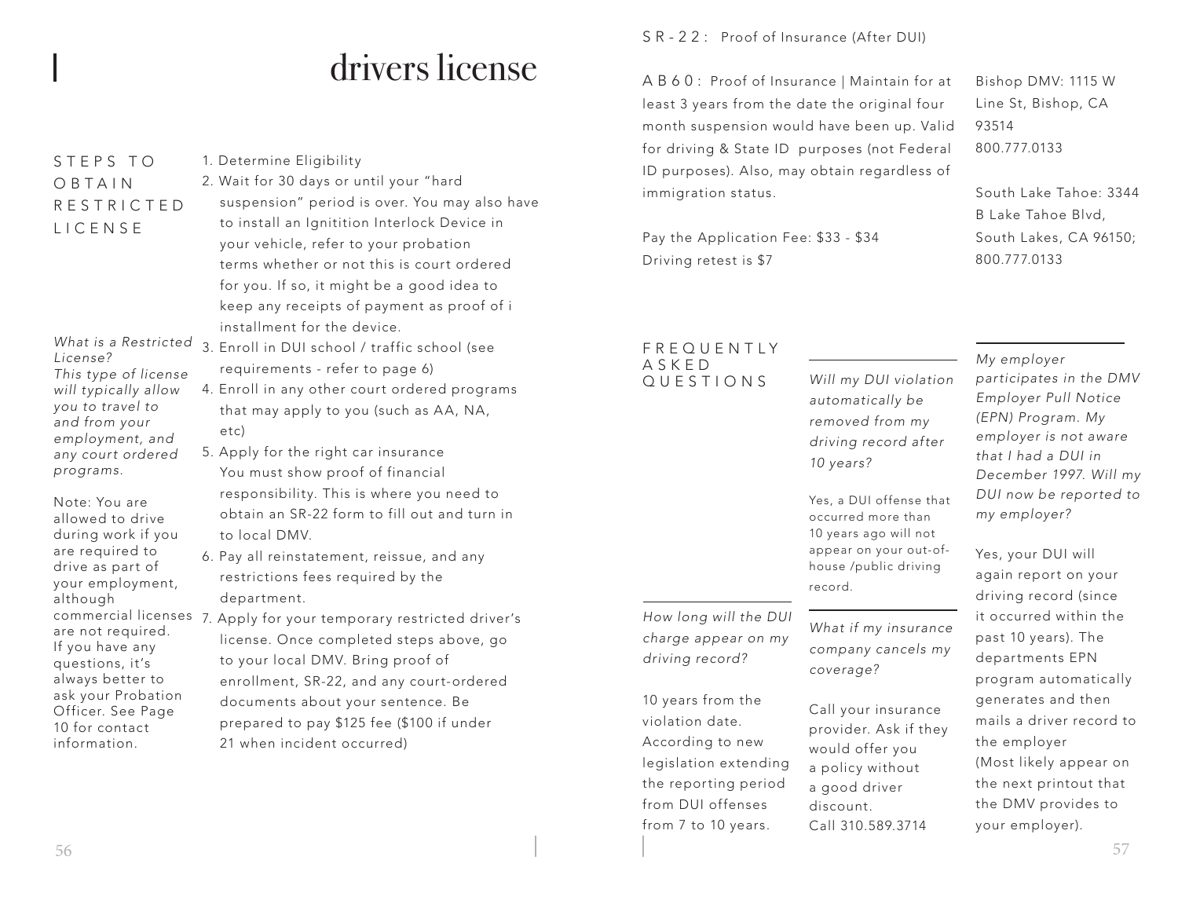# drivers license

## STEPS TO OBTAIN RESTRICTED LICENSE

*What is a Restricted License?*
*This type of license will typically allow you to travel to and from your employment, and any court ordered programs.*

Note: You are allowed to drive during work if you are required to drive as part of your employment, although commercial licenses are not required. If you have any questions, it's always better to ask your Probation Officer. See Page 10 for contact information.

1. Determine Eligibility
2. Wait for 30 days or until your "hard suspension" period is over. You may also have to install an Ignitition Interlock Device in your vehicle, refer to your probation terms whether or not this is court ordered for you. If so, it might be a good idea to keep any receipts of payment as proof of i installment for the device.
3. Enroll in DUI school / traffic school (see requirements - refer to page 6)
4. Enroll in any other court ordered programs that may apply to you (such as AA, NA, etc)
5. Apply for the right car insurance
   You must show proof of financial responsibility. This is where you need to obtain an SR-22 form to fill out and turn in to local DMV.
6. Pay all reinstatement, reissue, and any restrictions fees required by the department.
7. Apply for your temporary restricted driver's license. Once completed steps above, go to your local DMV. Bring proof of enrollment, SR-22, and any court-ordered documents about your sentence. Be prepared to pay $125 fee ($100 if under 21 when incident occurred)

SR-22: Proof of Insurance (After DUI)

AB60: Proof of Insurance | Maintain for at least 3 years from the date the original four month suspension would have been up. Valid for driving & State ID purposes (not Federal ID purposes). Also, may obtain regardless of immigration status.

Pay the Application Fee: $33 - $34
Driving retest is $7

Bishop DMV: 1115 W Line St, Bishop, CA 93514
800.777.0133

South Lake Tahoe: 3344 B Lake Tahoe Blvd, South Lakes, CA 96150; 800.777.0133

## FREQUENTLY ASKED QUESTIONS

*How long will the DUI charge appear on my driving record?*

10 years from the violation date. According to new legislation extending the reporting period from DUI offenses from 7 to 10 years.

*Will my DUI violation automatically be removed from my driving record after 10 years?*

Yes, a DUI offense that occurred more than 10 years ago will not appear on your out-of-house /public driving record.

*What if my insurance company cancels my coverage?*

Call your insurance provider. Ask if they would offer you a policy without a good driver discount.
Call 310.589.3714

*My employer participates in the DMV Employer Pull Notice (EPN) Program. My employer is not aware that I had a DUI in December 1997. Will my DUI now be reported to my employer?*

Yes, your DUI will again report on your driving record (since it occurred within the past 10 years). The departments EPN program automatically generates and then mails a driver record to the employer (Most likely appear on the next printout that the DMV provides to your employer).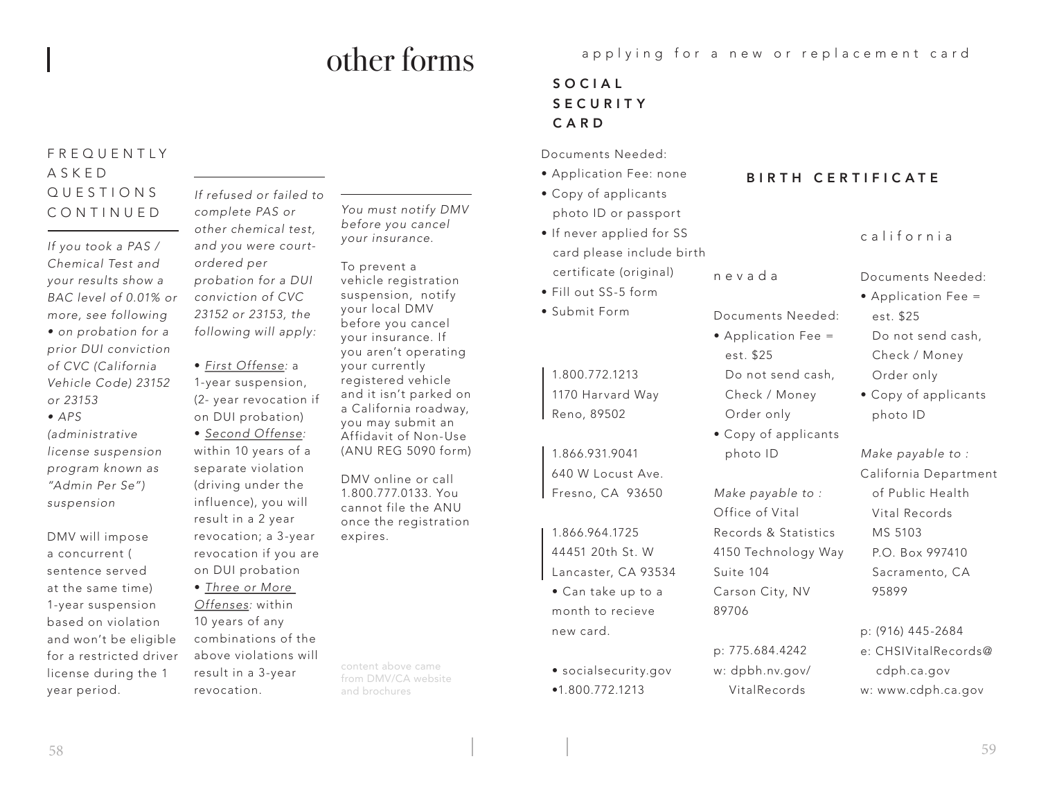# other forms

## FREQUENTLY ASKED QUESTIONS CONTINUED

*If you took a PAS / Chemical Test and your results show a BAC level of 0.01% or more, see following*
*• on probation for a prior DUI conviction of CVC (California Vehicle Code) 23152 or 23153*
*• APS (administrative license suspension program known as "Admin Per Se") suspension*

DMV will impose a concurrent ( sentence served at the same time) 1-year suspension based on violation and won't be eligible for a restricted driver license during the 1 year period.

*If refused or failed to complete PAS or other chemical test, and you were court-ordered per probation for a DUI conviction of CVC 23152 or 23153, the following will apply:*

- *First Offense:* a 1-year suspension, (2- year revocation if on DUI probation)
- *Second Offense:* within 10 years of a separate violation (driving under the influence), you will result in a 2 year revocation; a 3-year revocation if you are on DUI probation
- *Three or More Offenses:* within 10 years of any combinations of the above violations will result in a 3-year revocation.

*You must notify DMV before you cancel your insurance.*

To prevent a vehicle registration suspension, notify your local DMV before you cancel your insurance. If you aren't operating your currently registered vehicle and it isn't parked on a California roadway, you may submit an Affidavit of Non-Use (ANU REG 5090 form)

DMV online or call 1.800.777.0133. You cannot file the ANU once the registration expires.

content above came from DMV/CA website and brochures

## applying for a new or replacement card

### SOCIAL SECURITY CARD

Documents Needed:

- Application Fee: none
- Copy of applicants photo ID or passport
- If never applied for SS card please include birth certificate (original)
- Fill out SS-5 form
- Submit Form

1.800.772.1213
1170 Harvard Way
Reno, 89502

1.866.931.9041
640 W Locust Ave.
Fresno, CA 93650

1.866.964.1725
44451 20th St. W
Lancaster, CA 93534

- Can take up to a month to recieve new card.

- socialsecurity.gov
- 1.800.772.1213

### BIRTH CERTIFICATE

#### nevada

Documents Needed:

- Application Fee = est. $25
  Do not send cash, Check / Money Order only
- Copy of applicants photo ID

*Make payable to :*
Office of Vital Records & Statistics
4150 Technology Way
Suite 104
Carson City, NV 89706

p: 775.684.4242
w: dpbh.nv.gov/VitalRecords

#### california

Documents Needed:

- Application Fee = est. $25
  Do not send cash, Check / Money Order only
- Copy of applicants photo ID

*Make payable to :*
California Department of Public Health
Vital Records
MS 5103
P.O. Box 997410
Sacramento, CA 95899

p: (916) 445-2684
e: CHSIVitalRecords@cdph.ca.gov
w: www.cdph.ca.gov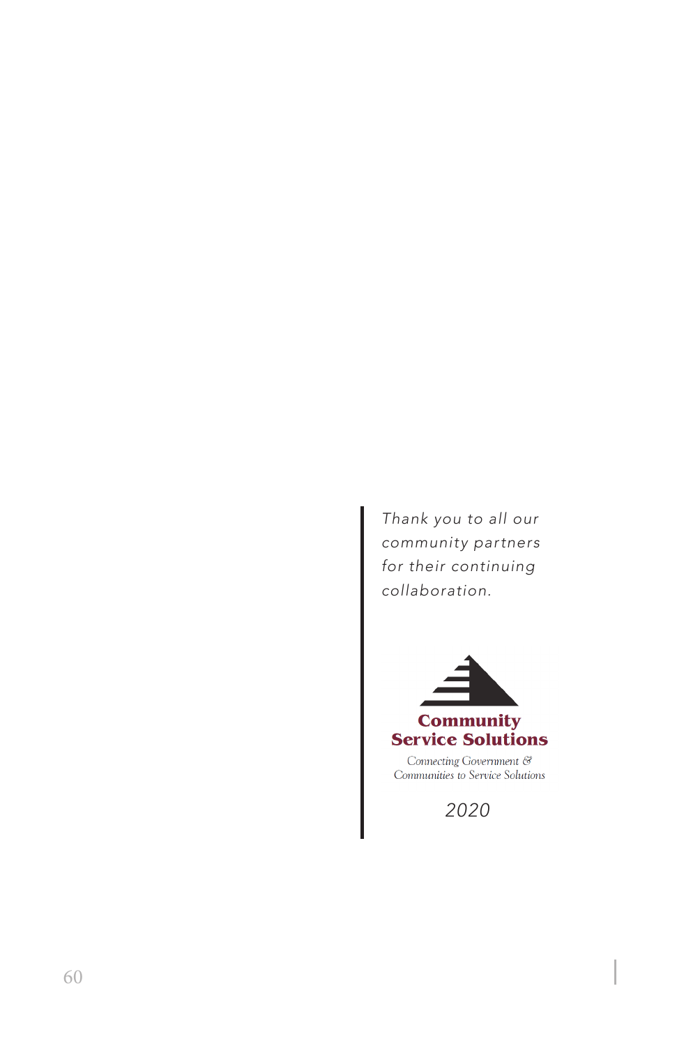*Thank you to all our community partners for their continuing collaboration.*

**Community Service Solutions**

*Connecting Government & Communities to Service Solutions*

*2020*